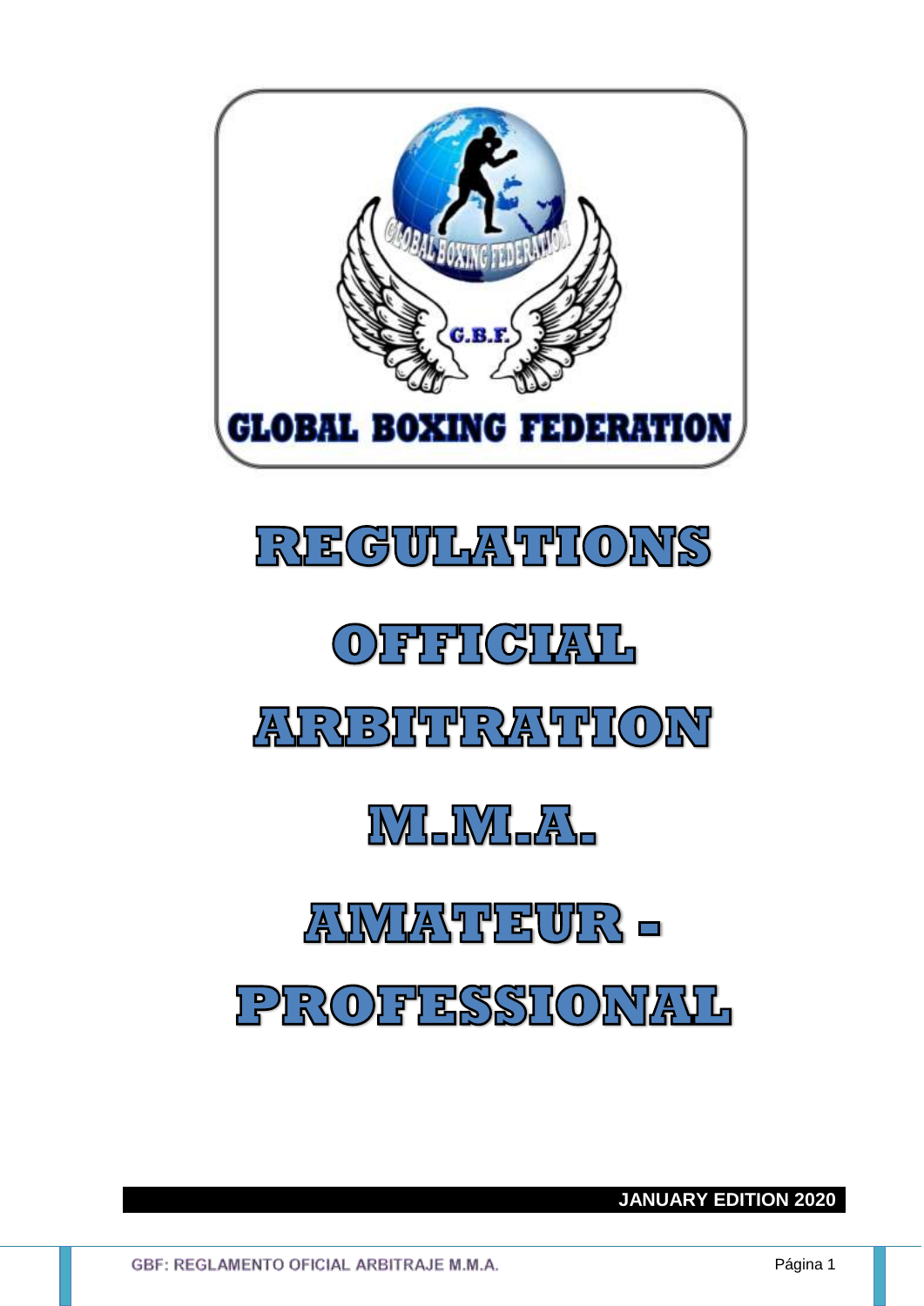GLOBAL BOXING FEDERATION

# REGULATIONS

# OFFICIAL

# ARBITRATION

# M.M.A.

# AMATEUR - PROFESSIONAL

**JANUARY EDITION 2020**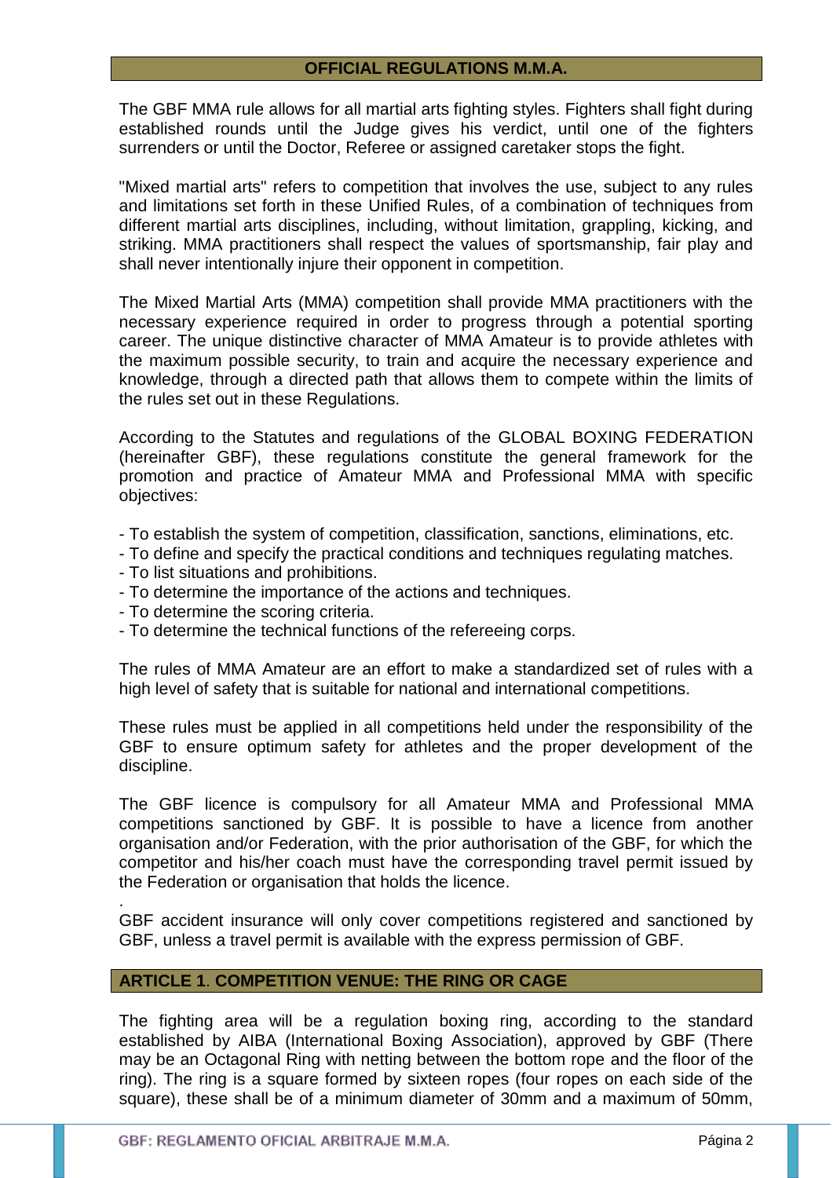## OFFICIAL REGULATIONS M.M.A.

The GBF MMA rule allows for all martial arts fighting styles. Fighters shall fight during established rounds until the Judge gives his verdict, until one of the fighters surrenders or until the Doctor, Referee or assigned caretaker stops the fight.

"Mixed martial arts" refers to competition that involves the use, subject to any rules and limitations set forth in these Unified Rules, of a combination of techniques from different martial arts disciplines, including, without limitation, grappling, kicking, and striking. MMA practitioners shall respect the values of sportsmanship, fair play and shall never intentionally injure their opponent in competition.

The Mixed Martial Arts (MMA) competition shall provide MMA practitioners with the necessary experience required in order to progress through a potential sporting career. The unique distinctive character of MMA Amateur is to provide athletes with the maximum possible security, to train and acquire the necessary experience and knowledge, through a directed path that allows them to compete within the limits of the rules set out in these Regulations.

According to the Statutes and regulations of the GLOBAL BOXING FEDERATION (hereinafter GBF), these regulations constitute the general framework for the promotion and practice of Amateur MMA and Professional MMA with specific objectives:

- To establish the system of competition, classification, sanctions, eliminations, etc.
- To define and specify the practical conditions and techniques regulating matches.
- To list situations and prohibitions.
- To determine the importance of the actions and techniques.
- To determine the scoring criteria.
- To determine the technical functions of the refereeing corps.

The rules of MMA Amateur are an effort to make a standardized set of rules with a high level of safety that is suitable for national and international competitions.

These rules must be applied in all competitions held under the responsibility of the GBF to ensure optimum safety for athletes and the proper development of the discipline.

The GBF licence is compulsory for all Amateur MMA and Professional MMA competitions sanctioned by GBF. It is possible to have a licence from another organisation and/or Federation, with the prior authorisation of the GBF, for which the competitor and his/her coach must have the corresponding travel permit issued by the Federation or organisation that holds the licence.

GBF accident insurance will only cover competitions registered and sanctioned by GBF, unless a travel permit is available with the express permission of GBF.

## ARTICLE 1. COMPETITION VENUE: THE RING OR CAGE

The fighting area will be a regulation boxing ring, according to the standard established by AIBA (International Boxing Association), approved by GBF (There may be an Octagonal Ring with netting between the bottom rope and the floor of the ring). The ring is a square formed by sixteen ropes (four ropes on each side of the square), these shall be of a minimum diameter of 30mm and a maximum of 50mm,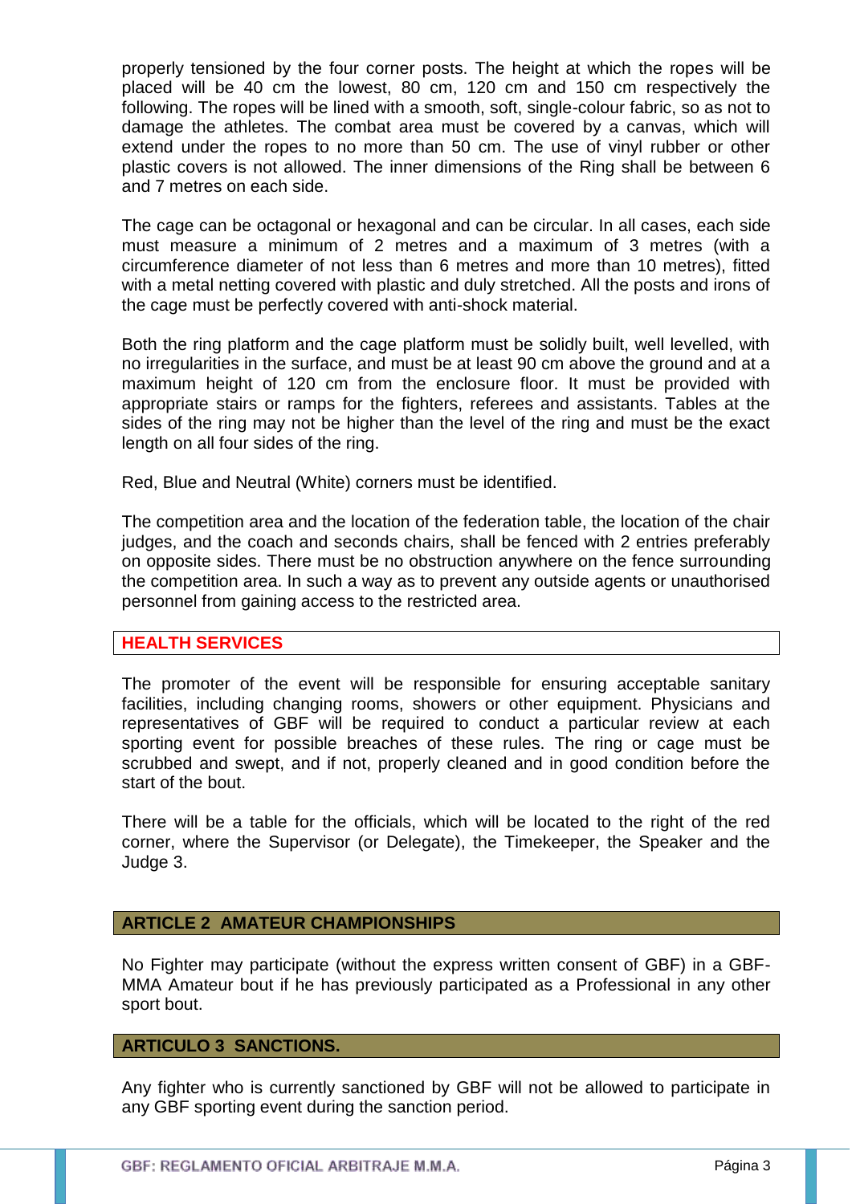properly tensioned by the four corner posts. The height at which the ropes will be placed will be 40 cm the lowest, 80 cm, 120 cm and 150 cm respectively the following. The ropes will be lined with a smooth, soft, single-colour fabric, so as not to damage the athletes. The combat area must be covered by a canvas, which will extend under the ropes to no more than 50 cm. The use of vinyl rubber or other plastic covers is not allowed. The inner dimensions of the Ring shall be between 6 and 7 metres on each side.

The cage can be octagonal or hexagonal and can be circular. In all cases, each side must measure a minimum of 2 metres and a maximum of 3 metres (with a circumference diameter of not less than 6 metres and more than 10 metres), fitted with a metal netting covered with plastic and duly stretched. All the posts and irons of the cage must be perfectly covered with anti-shock material.

Both the ring platform and the cage platform must be solidly built, well levelled, with no irregularities in the surface, and must be at least 90 cm above the ground and at a maximum height of 120 cm from the enclosure floor. It must be provided with appropriate stairs or ramps for the fighters, referees and assistants. Tables at the sides of the ring may not be higher than the level of the ring and must be the exact length on all four sides of the ring.

Red, Blue and Neutral (White) corners must be identified.

The competition area and the location of the federation table, the location of the chair judges, and the coach and seconds chairs, shall be fenced with 2 entries preferably on opposite sides. There must be no obstruction anywhere on the fence surrounding the competition area. In such a way as to prevent any outside agents or unauthorised personnel from gaining access to the restricted area.

### HEALTH SERVICES

The promoter of the event will be responsible for ensuring acceptable sanitary facilities, including changing rooms, showers or other equipment. Physicians and representatives of GBF will be required to conduct a particular review at each sporting event for possible breaches of these rules. The ring or cage must be scrubbed and swept, and if not, properly cleaned and in good condition before the start of the bout.

There will be a table for the officials, which will be located to the right of the red corner, where the Supervisor (or Delegate), the Timekeeper, the Speaker and the Judge 3.

## ARTICLE 2 AMATEUR CHAMPIONSHIPS

No Fighter may participate (without the express written consent of GBF) in a GBF-MMA Amateur bout if he has previously participated as a Professional in any other sport bout.

## ARTICULO 3 SANCTIONS.

Any fighter who is currently sanctioned by GBF will not be allowed to participate in any GBF sporting event during the sanction period.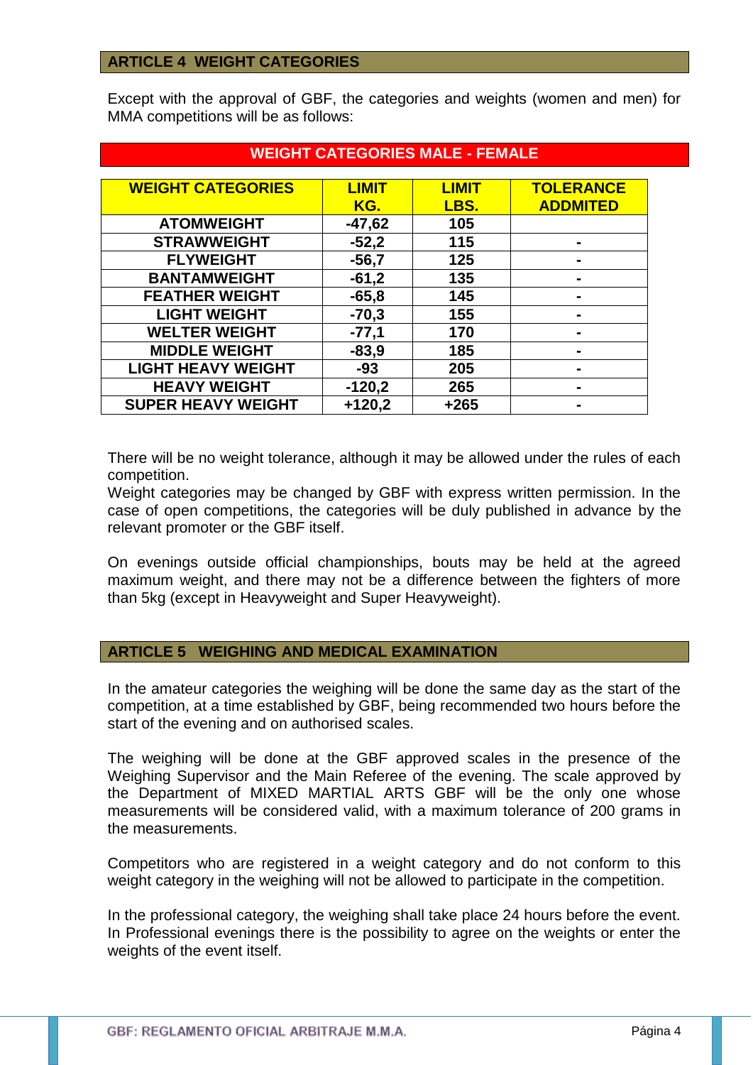## ARTICLE 4 WEIGHT CATEGORIES

Except with the approval of GBF, the categories and weights (women and men) for MMA competitions will be as follows:

**WEIGHT CATEGORIES MALE - FEMALE**

| WEIGHT CATEGORIES | LIMIT KG. | LIMIT LBS. | TOLERANCE ADDMITED |
|---|---|---|---|
| ATOMWEIGHT | -47,62 | 105 | |
| STRAWWEIGHT | -52,2 | 115 | - |
| FLYWEIGHT | -56,7 | 125 | - |
| BANTAMWEIGHT | -61,2 | 135 | - |
| FEATHER WEIGHT | -65,8 | 145 | - |
| LIGHT WEIGHT | -70,3 | 155 | - |
| WELTER WEIGHT | -77,1 | 170 | - |
| MIDDLE WEIGHT | -83,9 | 185 | - |
| LIGHT HEAVY WEIGHT | -93 | 205 | - |
| HEAVY WEIGHT | -120,2 | 265 | - |
| SUPER HEAVY WEIGHT | +120,2 | +265 | - |

There will be no weight tolerance, although it may be allowed under the rules of each competition.
Weight categories may be changed by GBF with express written permission. In the case of open competitions, the categories will be duly published in advance by the relevant promoter or the GBF itself.

On evenings outside official championships, bouts may be held at the agreed maximum weight, and there may not be a difference between the fighters of more than 5kg (except in Heavyweight and Super Heavyweight).

## ARTICLE 5 WEIGHING AND MEDICAL EXAMINATION

In the amateur categories the weighing will be done the same day as the start of the competition, at a time established by GBF, being recommended two hours before the start of the evening and on authorised scales.

The weighing will be done at the GBF approved scales in the presence of the Weighing Supervisor and the Main Referee of the evening. The scale approved by the Department of MIXED MARTIAL ARTS GBF will be the only one whose measurements will be considered valid, with a maximum tolerance of 200 grams in the measurements.

Competitors who are registered in a weight category and do not conform to this weight category in the weighing will not be allowed to participate in the competition.

In the professional category, the weighing shall take place 24 hours before the event. In Professional evenings there is the possibility to agree on the weights or enter the weights of the event itself.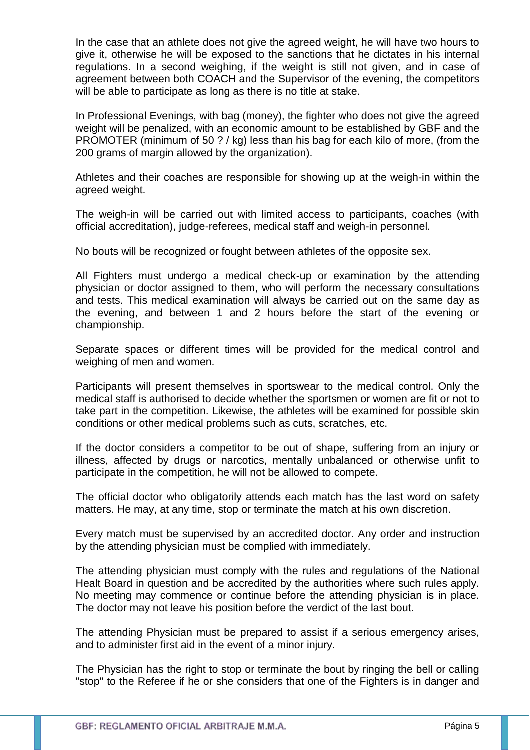In the case that an athlete does not give the agreed weight, he will have two hours to give it, otherwise he will be exposed to the sanctions that he dictates in his internal regulations. In a second weighing, if the weight is still not given, and in case of agreement between both COACH and the Supervisor of the evening, the competitors will be able to participate as long as there is no title at stake.

In Professional Evenings, with bag (money), the fighter who does not give the agreed weight will be penalized, with an economic amount to be established by GBF and the PROMOTER (minimum of 50 ? / kg) less than his bag for each kilo of more, (from the 200 grams of margin allowed by the organization).

Athletes and their coaches are responsible for showing up at the weigh-in within the agreed weight.

The weigh-in will be carried out with limited access to participants, coaches (with official accreditation), judge-referees, medical staff and weigh-in personnel.

No bouts will be recognized or fought between athletes of the opposite sex.

All Fighters must undergo a medical check-up or examination by the attending physician or doctor assigned to them, who will perform the necessary consultations and tests. This medical examination will always be carried out on the same day as the evening, and between 1 and 2 hours before the start of the evening or championship.

Separate spaces or different times will be provided for the medical control and weighing of men and women.

Participants will present themselves in sportswear to the medical control. Only the medical staff is authorised to decide whether the sportsmen or women are fit or not to take part in the competition. Likewise, the athletes will be examined for possible skin conditions or other medical problems such as cuts, scratches, etc.

If the doctor considers a competitor to be out of shape, suffering from an injury or illness, affected by drugs or narcotics, mentally unbalanced or otherwise unfit to participate in the competition, he will not be allowed to compete.

The official doctor who obligatorily attends each match has the last word on safety matters. He may, at any time, stop or terminate the match at his own discretion.

Every match must be supervised by an accredited doctor. Any order and instruction by the attending physician must be complied with immediately.

The attending physician must comply with the rules and regulations of the National Healt Board in question and be accredited by the authorities where such rules apply. No meeting may commence or continue before the attending physician is in place. The doctor may not leave his position before the verdict of the last bout.

The attending Physician must be prepared to assist if a serious emergency arises, and to administer first aid in the event of a minor injury.

The Physician has the right to stop or terminate the bout by ringing the bell or calling "stop" to the Referee if he or she considers that one of the Fighters is in danger and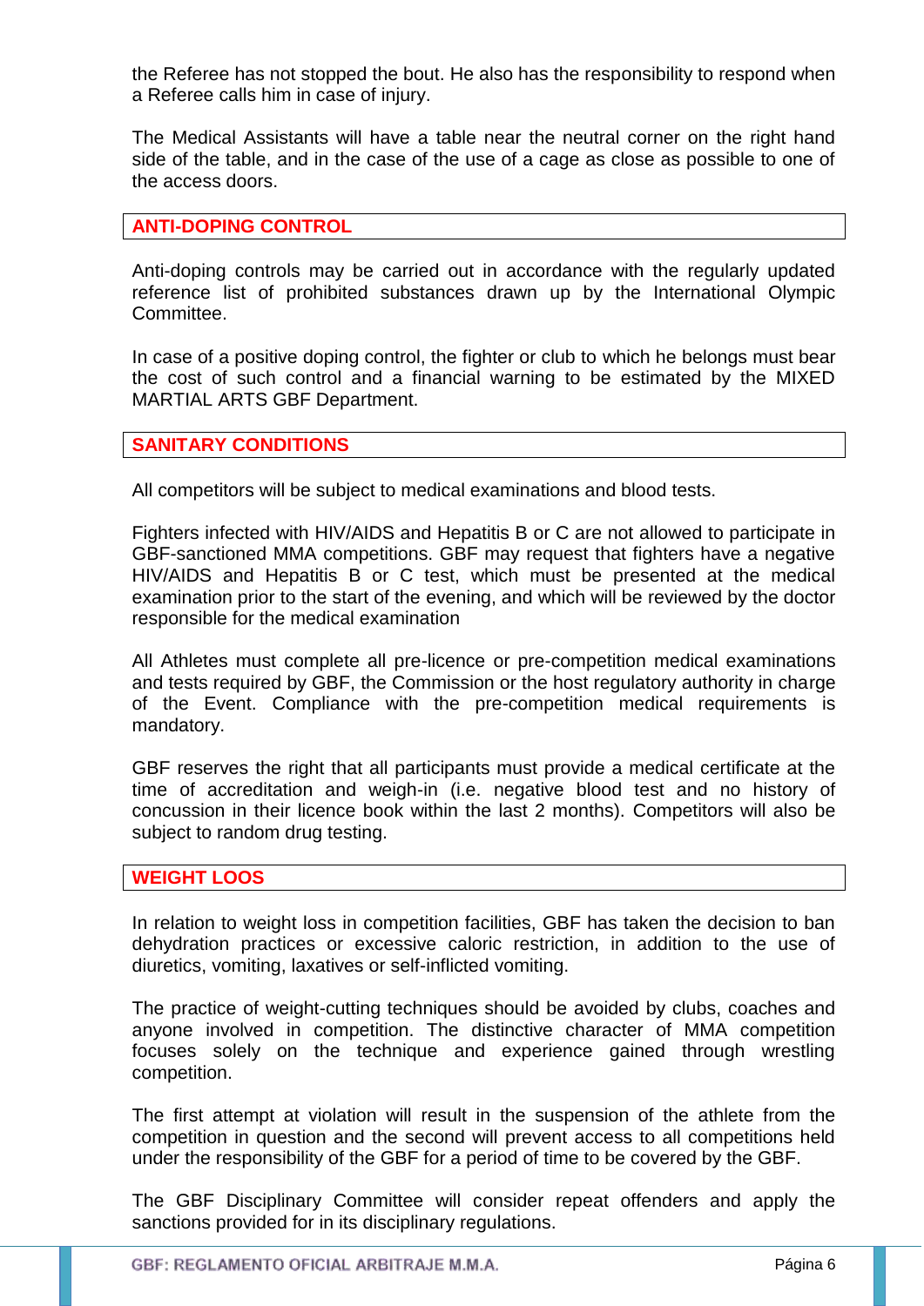the Referee has not stopped the bout. He also has the responsibility to respond when a Referee calls him in case of injury.

The Medical Assistants will have a table near the neutral corner on the right hand side of the table, and in the case of the use of a cage as close as possible to one of the access doors.

## ANTI-DOPING CONTROL

Anti-doping controls may be carried out in accordance with the regularly updated reference list of prohibited substances drawn up by the International Olympic Committee.

In case of a positive doping control, the fighter or club to which he belongs must bear the cost of such control and a financial warning to be estimated by the MIXED MARTIAL ARTS GBF Department.

## SANITARY CONDITIONS

All competitors will be subject to medical examinations and blood tests.

Fighters infected with HIV/AIDS and Hepatitis B or C are not allowed to participate in GBF-sanctioned MMA competitions. GBF may request that fighters have a negative HIV/AIDS and Hepatitis B or C test, which must be presented at the medical examination prior to the start of the evening, and which will be reviewed by the doctor responsible for the medical examination

All Athletes must complete all pre-licence or pre-competition medical examinations and tests required by GBF, the Commission or the host regulatory authority in charge of the Event. Compliance with the pre-competition medical requirements is mandatory.

GBF reserves the right that all participants must provide a medical certificate at the time of accreditation and weigh-in (i.e. negative blood test and no history of concussion in their licence book within the last 2 months). Competitors will also be subject to random drug testing.

## WEIGHT LOOS

In relation to weight loss in competition facilities, GBF has taken the decision to ban dehydration practices or excessive caloric restriction, in addition to the use of diuretics, vomiting, laxatives or self-inflicted vomiting.

The practice of weight-cutting techniques should be avoided by clubs, coaches and anyone involved in competition. The distinctive character of MMA competition focuses solely on the technique and experience gained through wrestling competition.

The first attempt at violation will result in the suspension of the athlete from the competition in question and the second will prevent access to all competitions held under the responsibility of the GBF for a period of time to be covered by the GBF.

The GBF Disciplinary Committee will consider repeat offenders and apply the sanctions provided for in its disciplinary regulations.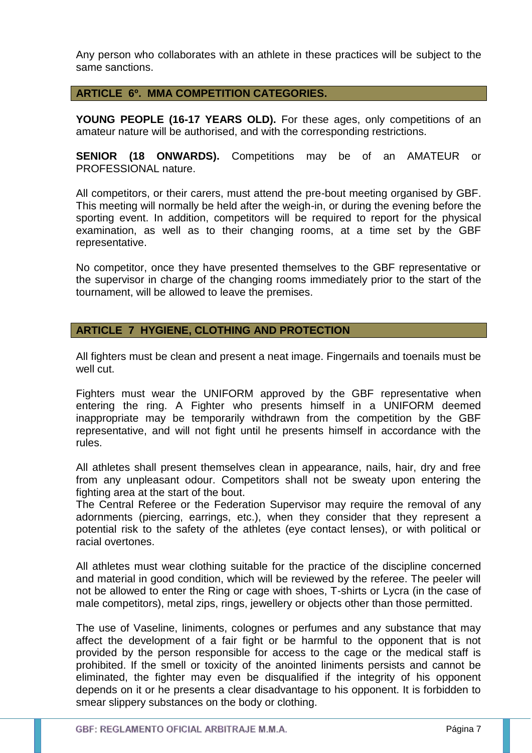Any person who collaborates with an athlete in these practices will be subject to the same sanctions.

## ARTICLE 6º. MMA COMPETITION CATEGORIES.

**YOUNG PEOPLE (16-17 YEARS OLD).** For these ages, only competitions of an amateur nature will be authorised, and with the corresponding restrictions.

**SENIOR (18 ONWARDS).** Competitions may be of an AMATEUR or PROFESSIONAL nature.

All competitors, or their carers, must attend the pre-bout meeting organised by GBF. This meeting will normally be held after the weigh-in, or during the evening before the sporting event. In addition, competitors will be required to report for the physical examination, as well as to their changing rooms, at a time set by the GBF representative.

No competitor, once they have presented themselves to the GBF representative or the supervisor in charge of the changing rooms immediately prior to the start of the tournament, will be allowed to leave the premises.

## ARTICLE 7 HYGIENE, CLOTHING AND PROTECTION

All fighters must be clean and present a neat image. Fingernails and toenails must be well cut.

Fighters must wear the UNIFORM approved by the GBF representative when entering the ring. A Fighter who presents himself in a UNIFORM deemed inappropriate may be temporarily withdrawn from the competition by the GBF representative, and will not fight until he presents himself in accordance with the rules.

All athletes shall present themselves clean in appearance, nails, hair, dry and free from any unpleasant odour. Competitors shall not be sweaty upon entering the fighting area at the start of the bout.
The Central Referee or the Federation Supervisor may require the removal of any adornments (piercing, earrings, etc.), when they consider that they represent a potential risk to the safety of the athletes (eye contact lenses), or with political or racial overtones.

All athletes must wear clothing suitable for the practice of the discipline concerned and material in good condition, which will be reviewed by the referee. The peeler will not be allowed to enter the Ring or cage with shoes, T-shirts or Lycra (in the case of male competitors), metal zips, rings, jewellery or objects other than those permitted.

The use of Vaseline, liniments, colognes or perfumes and any substance that may affect the development of a fair fight or be harmful to the opponent that is not provided by the person responsible for access to the cage or the medical staff is prohibited. If the smell or toxicity of the anointed liniments persists and cannot be eliminated, the fighter may even be disqualified if the integrity of his opponent depends on it or he presents a clear disadvantage to his opponent. It is forbidden to smear slippery substances on the body or clothing.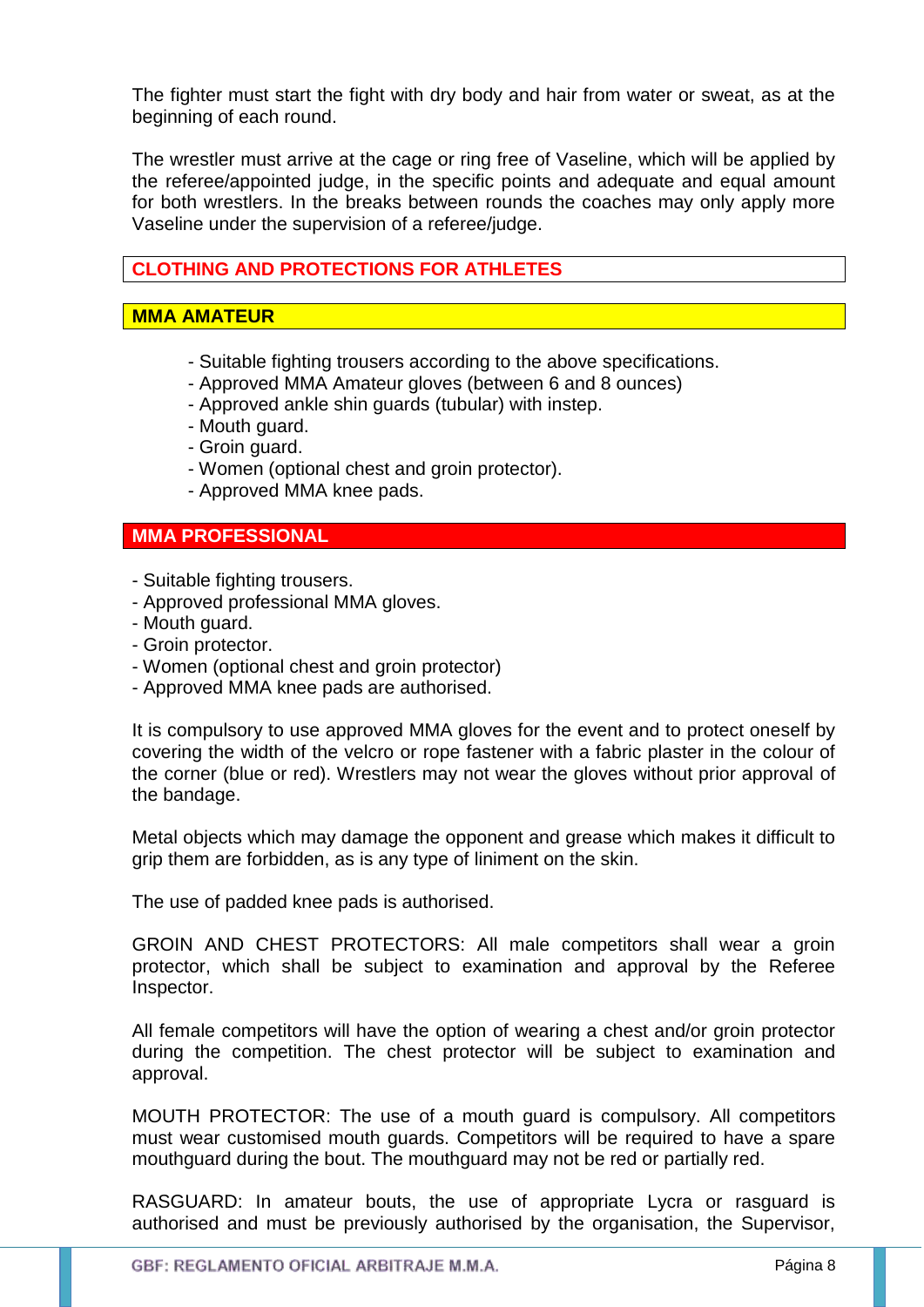The fighter must start the fight with dry body and hair from water or sweat, as at the beginning of each round.

The wrestler must arrive at the cage or ring free of Vaseline, which will be applied by the referee/appointed judge, in the specific points and adequate and equal amount for both wrestlers. In the breaks between rounds the coaches may only apply more Vaseline under the supervision of a referee/judge.

## CLOTHING AND PROTECTIONS FOR ATHLETES

### MMA AMATEUR

- Suitable fighting trousers according to the above specifications.
- Approved MMA Amateur gloves (between 6 and 8 ounces)
- Approved ankle shin guards (tubular) with instep.
- Mouth guard.
- Groin guard.
- Women (optional chest and groin protector).
- Approved MMA knee pads.

### MMA PROFESSIONAL

- Suitable fighting trousers.
- Approved professional MMA gloves.
- Mouth guard.
- Groin protector.
- Women (optional chest and groin protector)
- Approved MMA knee pads are authorised.

It is compulsory to use approved MMA gloves for the event and to protect oneself by covering the width of the velcro or rope fastener with a fabric plaster in the colour of the corner (blue or red). Wrestlers may not wear the gloves without prior approval of the bandage.

Metal objects which may damage the opponent and grease which makes it difficult to grip them are forbidden, as is any type of liniment on the skin.

The use of padded knee pads is authorised.

GROIN AND CHEST PROTECTORS: All male competitors shall wear a groin protector, which shall be subject to examination and approval by the Referee Inspector.

All female competitors will have the option of wearing a chest and/or groin protector during the competition. The chest protector will be subject to examination and approval.

MOUTH PROTECTOR: The use of a mouth guard is compulsory. All competitors must wear customised mouth guards. Competitors will be required to have a spare mouthguard during the bout. The mouthguard may not be red or partially red.

RASGUARD: In amateur bouts, the use of appropriate Lycra or rasguard is authorised and must be previously authorised by the organisation, the Supervisor,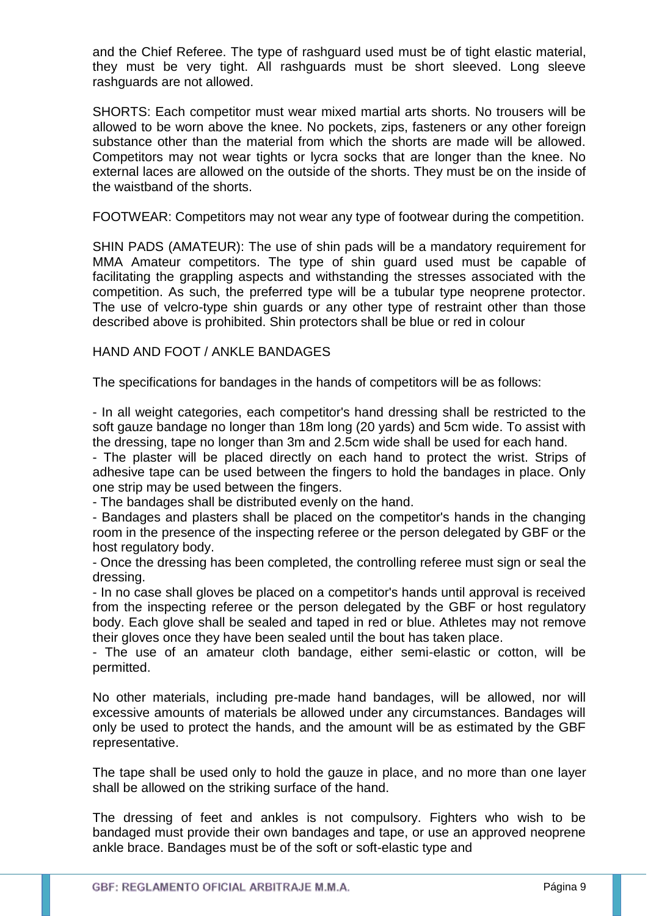and the Chief Referee. The type of rashguard used must be of tight elastic material, they must be very tight. All rashguards must be short sleeved. Long sleeve rashguards are not allowed.

SHORTS: Each competitor must wear mixed martial arts shorts. No trousers will be allowed to be worn above the knee. No pockets, zips, fasteners or any other foreign substance other than the material from which the shorts are made will be allowed. Competitors may not wear tights or lycra socks that are longer than the knee. No external laces are allowed on the outside of the shorts. They must be on the inside of the waistband of the shorts.

FOOTWEAR: Competitors may not wear any type of footwear during the competition.

SHIN PADS (AMATEUR): The use of shin pads will be a mandatory requirement for MMA Amateur competitors. The type of shin guard used must be capable of facilitating the grappling aspects and withstanding the stresses associated with the competition. As such, the preferred type will be a tubular type neoprene protector. The use of velcro-type shin guards or any other type of restraint other than those described above is prohibited. Shin protectors shall be blue or red in colour

HAND AND FOOT / ANKLE BANDAGES

The specifications for bandages in the hands of competitors will be as follows:

- In all weight categories, each competitor's hand dressing shall be restricted to the soft gauze bandage no longer than 18m long (20 yards) and 5cm wide. To assist with the dressing, tape no longer than 3m and 2.5cm wide shall be used for each hand.
- The plaster will be placed directly on each hand to protect the wrist. Strips of adhesive tape can be used between the fingers to hold the bandages in place. Only one strip may be used between the fingers.
- The bandages shall be distributed evenly on the hand.
- Bandages and plasters shall be placed on the competitor's hands in the changing room in the presence of the inspecting referee or the person delegated by GBF or the host regulatory body.
- Once the dressing has been completed, the controlling referee must sign or seal the dressing.
- In no case shall gloves be placed on a competitor's hands until approval is received from the inspecting referee or the person delegated by the GBF or host regulatory body. Each glove shall be sealed and taped in red or blue. Athletes may not remove their gloves once they have been sealed until the bout has taken place.
- The use of an amateur cloth bandage, either semi-elastic or cotton, will be permitted.

No other materials, including pre-made hand bandages, will be allowed, nor will excessive amounts of materials be allowed under any circumstances. Bandages will only be used to protect the hands, and the amount will be as estimated by the GBF representative.

The tape shall be used only to hold the gauze in place, and no more than one layer shall be allowed on the striking surface of the hand.

The dressing of feet and ankles is not compulsory. Fighters who wish to be bandaged must provide their own bandages and tape, or use an approved neoprene ankle brace. Bandages must be of the soft or soft-elastic type and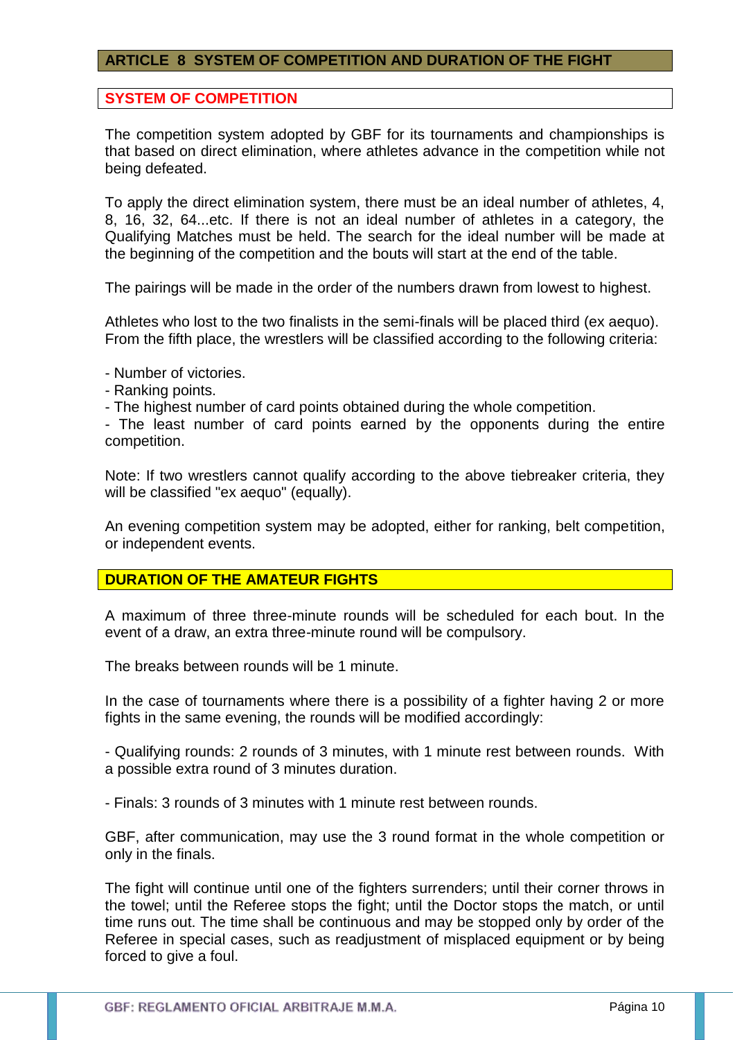## ARTICLE 8 SYSTEM OF COMPETITION AND DURATION OF THE FIGHT

### SYSTEM OF COMPETITION

The competition system adopted by GBF for its tournaments and championships is that based on direct elimination, where athletes advance in the competition while not being defeated.

To apply the direct elimination system, there must be an ideal number of athletes, 4, 8, 16, 32, 64...etc. If there is not an ideal number of athletes in a category, the Qualifying Matches must be held. The search for the ideal number will be made at the beginning of the competition and the bouts will start at the end of the table.

The pairings will be made in the order of the numbers drawn from lowest to highest.

Athletes who lost to the two finalists in the semi-finals will be placed third (ex aequo). From the fifth place, the wrestlers will be classified according to the following criteria:

- Number of victories.
- Ranking points.
- The highest number of card points obtained during the whole competition.
- The least number of card points earned by the opponents during the entire competition.

Note: If two wrestlers cannot qualify according to the above tiebreaker criteria, they will be classified "ex aequo" (equally).

An evening competition system may be adopted, either for ranking, belt competition, or independent events.

### DURATION OF THE AMATEUR FIGHTS

A maximum of three three-minute rounds will be scheduled for each bout. In the event of a draw, an extra three-minute round will be compulsory.

The breaks between rounds will be 1 minute.

In the case of tournaments where there is a possibility of a fighter having 2 or more fights in the same evening, the rounds will be modified accordingly:

- Qualifying rounds: 2 rounds of 3 minutes, with 1 minute rest between rounds. With a possible extra round of 3 minutes duration.

- Finals: 3 rounds of 3 minutes with 1 minute rest between rounds.

GBF, after communication, may use the 3 round format in the whole competition or only in the finals.

The fight will continue until one of the fighters surrenders; until their corner throws in the towel; until the Referee stops the fight; until the Doctor stops the match, or until time runs out. The time shall be continuous and may be stopped only by order of the Referee in special cases, such as readjustment of misplaced equipment or by being forced to give a foul.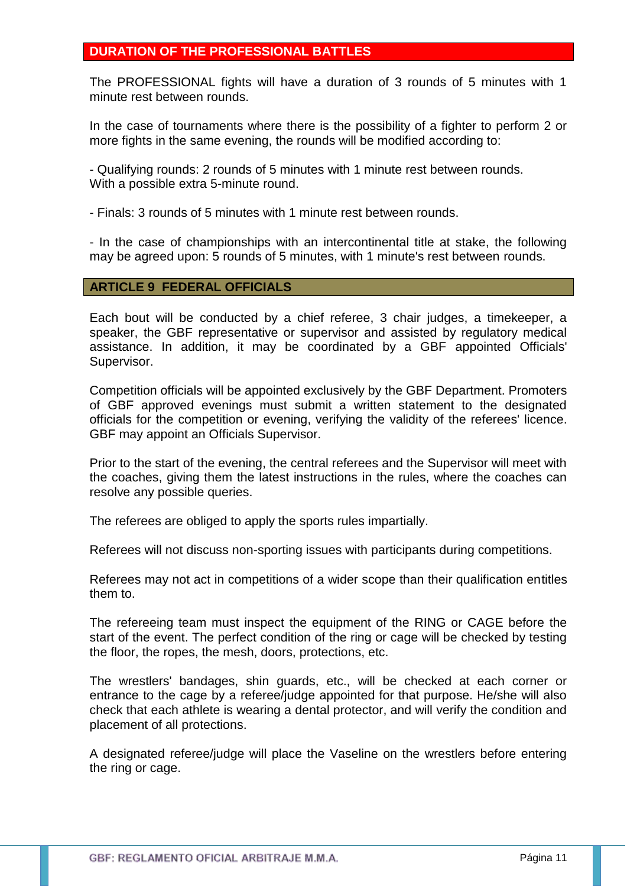## DURATION OF THE PROFESSIONAL BATTLES

The PROFESSIONAL fights will have a duration of 3 rounds of 5 minutes with 1 minute rest between rounds.

In the case of tournaments where there is the possibility of a fighter to perform 2 or more fights in the same evening, the rounds will be modified according to:

- Qualifying rounds: 2 rounds of 5 minutes with 1 minute rest between rounds. With a possible extra 5-minute round.

- Finals: 3 rounds of 5 minutes with 1 minute rest between rounds.

- In the case of championships with an intercontinental title at stake, the following may be agreed upon: 5 rounds of 5 minutes, with 1 minute's rest between rounds.

## ARTICLE 9 FEDERAL OFFICIALS

Each bout will be conducted by a chief referee, 3 chair judges, a timekeeper, a speaker, the GBF representative or supervisor and assisted by regulatory medical assistance. In addition, it may be coordinated by a GBF appointed Officials' Supervisor.

Competition officials will be appointed exclusively by the GBF Department. Promoters of GBF approved evenings must submit a written statement to the designated officials for the competition or evening, verifying the validity of the referees' licence. GBF may appoint an Officials Supervisor.

Prior to the start of the evening, the central referees and the Supervisor will meet with the coaches, giving them the latest instructions in the rules, where the coaches can resolve any possible queries.

The referees are obliged to apply the sports rules impartially.

Referees will not discuss non-sporting issues with participants during competitions.

Referees may not act in competitions of a wider scope than their qualification entitles them to.

The refereeing team must inspect the equipment of the RING or CAGE before the start of the event. The perfect condition of the ring or cage will be checked by testing the floor, the ropes, the mesh, doors, protections, etc.

The wrestlers' bandages, shin guards, etc., will be checked at each corner or entrance to the cage by a referee/judge appointed for that purpose. He/she will also check that each athlete is wearing a dental protector, and will verify the condition and placement of all protections.

A designated referee/judge will place the Vaseline on the wrestlers before entering the ring or cage.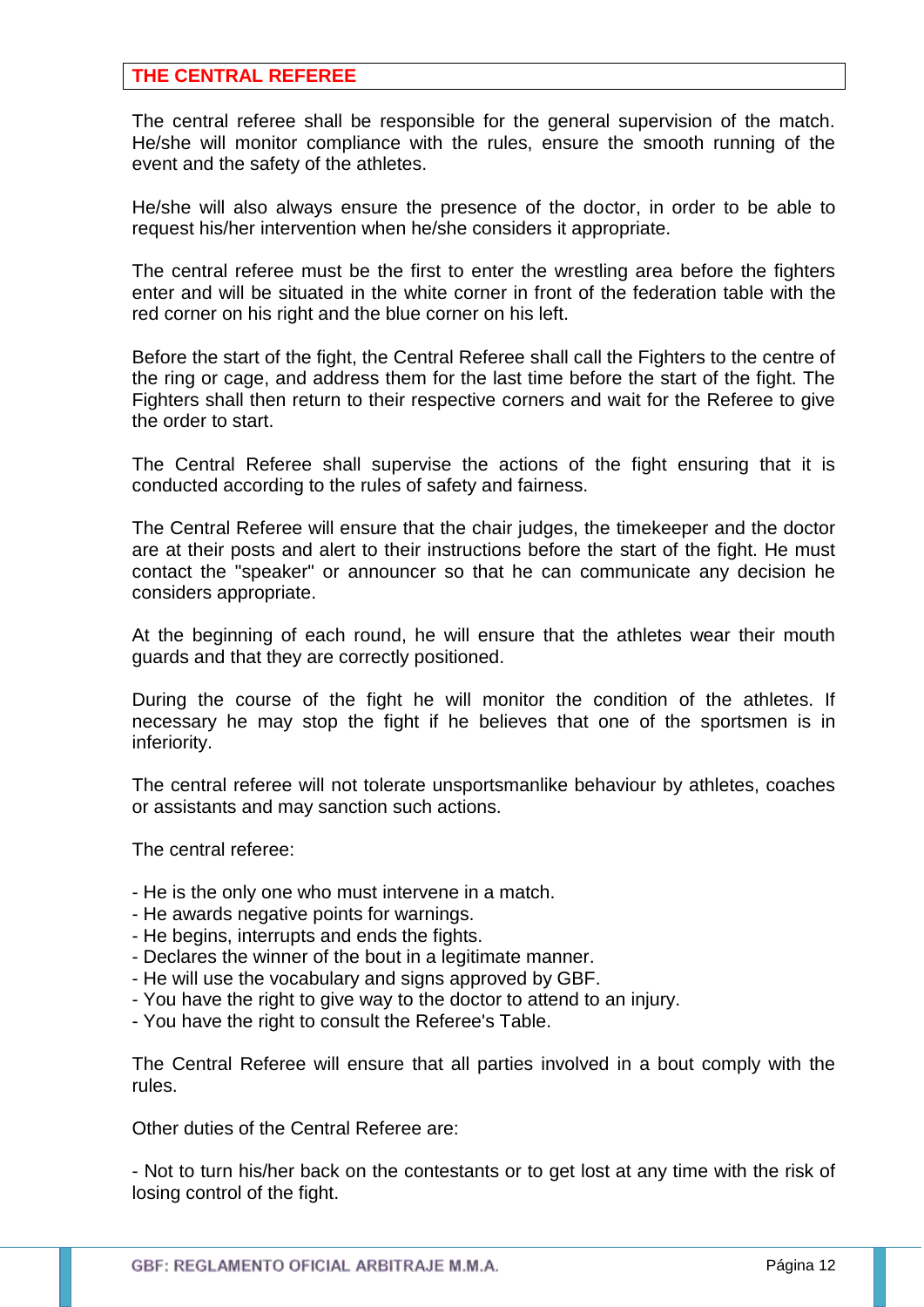## THE CENTRAL REFEREE

The central referee shall be responsible for the general supervision of the match. He/she will monitor compliance with the rules, ensure the smooth running of the event and the safety of the athletes.

He/she will also always ensure the presence of the doctor, in order to be able to request his/her intervention when he/she considers it appropriate.

The central referee must be the first to enter the wrestling area before the fighters enter and will be situated in the white corner in front of the federation table with the red corner on his right and the blue corner on his left.

Before the start of the fight, the Central Referee shall call the Fighters to the centre of the ring or cage, and address them for the last time before the start of the fight. The Fighters shall then return to their respective corners and wait for the Referee to give the order to start.

The Central Referee shall supervise the actions of the fight ensuring that it is conducted according to the rules of safety and fairness.

The Central Referee will ensure that the chair judges, the timekeeper and the doctor are at their posts and alert to their instructions before the start of the fight. He must contact the "speaker" or announcer so that he can communicate any decision he considers appropriate.

At the beginning of each round, he will ensure that the athletes wear their mouth guards and that they are correctly positioned.

During the course of the fight he will monitor the condition of the athletes. If necessary he may stop the fight if he believes that one of the sportsmen is in inferiority.

The central referee will not tolerate unsportsmanlike behaviour by athletes, coaches or assistants and may sanction such actions.

The central referee:

- He is the only one who must intervene in a match.
- He awards negative points for warnings.
- He begins, interrupts and ends the fights.
- Declares the winner of the bout in a legitimate manner.
- He will use the vocabulary and signs approved by GBF.
- You have the right to give way to the doctor to attend to an injury.
- You have the right to consult the Referee's Table.

The Central Referee will ensure that all parties involved in a bout comply with the rules.

Other duties of the Central Referee are:

- Not to turn his/her back on the contestants or to get lost at any time with the risk of losing control of the fight.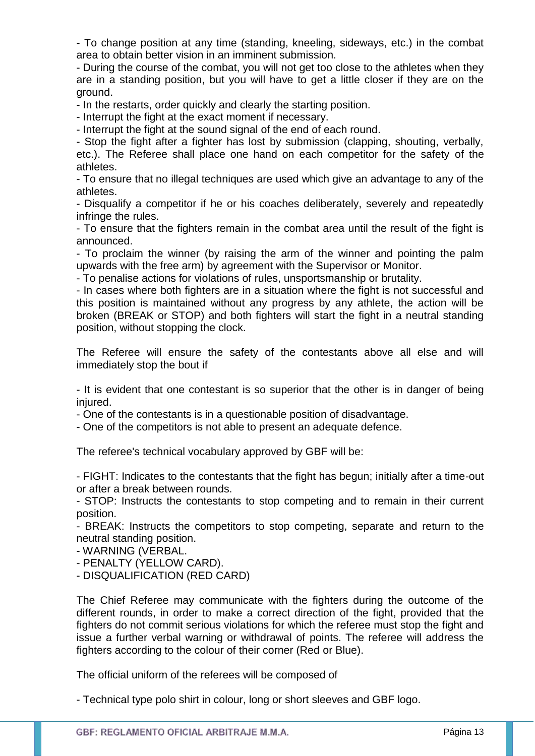- To change position at any time (standing, kneeling, sideways, etc.) in the combat area to obtain better vision in an imminent submission.
- During the course of the combat, you will not get too close to the athletes when they are in a standing position, but you will have to get a little closer if they are on the ground.
- In the restarts, order quickly and clearly the starting position.
- Interrupt the fight at the exact moment if necessary.
- Interrupt the fight at the sound signal of the end of each round.
- Stop the fight after a fighter has lost by submission (clapping, shouting, verbally, etc.). The Referee shall place one hand on each competitor for the safety of the athletes.
- To ensure that no illegal techniques are used which give an advantage to any of the athletes.
- Disqualify a competitor if he or his coaches deliberately, severely and repeatedly infringe the rules.
- To ensure that the fighters remain in the combat area until the result of the fight is announced.
- To proclaim the winner (by raising the arm of the winner and pointing the palm upwards with the free arm) by agreement with the Supervisor or Monitor.
- To penalise actions for violations of rules, unsportsmanship or brutality.
- In cases where both fighters are in a situation where the fight is not successful and this position is maintained without any progress by any athlete, the action will be broken (BREAK or STOP) and both fighters will start the fight in a neutral standing position, without stopping the clock.

The Referee will ensure the safety of the contestants above all else and will immediately stop the bout if

- It is evident that one contestant is so superior that the other is in danger of being injured.
- One of the contestants is in a questionable position of disadvantage.
- One of the competitors is not able to present an adequate defence.

The referee's technical vocabulary approved by GBF will be:

- FIGHT: Indicates to the contestants that the fight has begun; initially after a time-out or after a break between rounds.
- STOP: Instructs the contestants to stop competing and to remain in their current position.
- BREAK: Instructs the competitors to stop competing, separate and return to the neutral standing position.
- WARNING (VERBAL.
- PENALTY (YELLOW CARD).
- DISQUALIFICATION (RED CARD)

The Chief Referee may communicate with the fighters during the outcome of the different rounds, in order to make a correct direction of the fight, provided that the fighters do not commit serious violations for which the referee must stop the fight and issue a further verbal warning or withdrawal of points. The referee will address the fighters according to the colour of their corner (Red or Blue).

The official uniform of the referees will be composed of

- Technical type polo shirt in colour, long or short sleeves and GBF logo.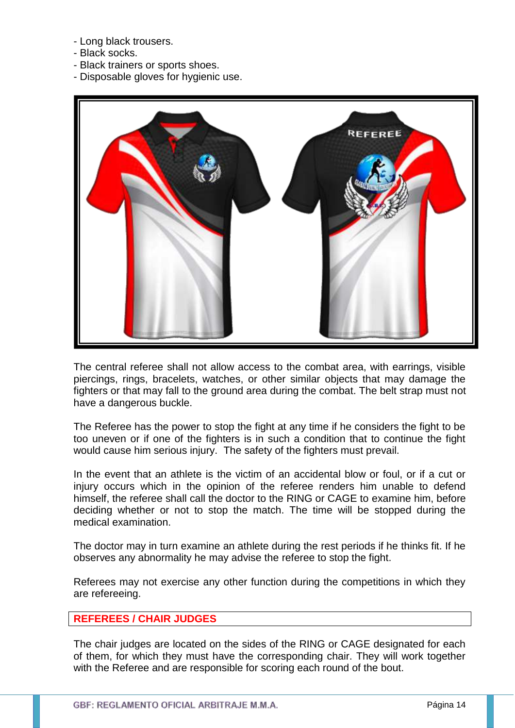- Long black trousers.
- Black socks.
- Black trainers or sports shoes.
- Disposable gloves for hygienic use.

The central referee shall not allow access to the combat area, with earrings, visible piercings, rings, bracelets, watches, or other similar objects that may damage the fighters or that may fall to the ground area during the combat. The belt strap must not have a dangerous buckle.

The Referee has the power to stop the fight at any time if he considers the fight to be too uneven or if one of the fighters is in such a condition that to continue the fight would cause him serious injury. The safety of the fighters must prevail.

In the event that an athlete is the victim of an accidental blow or foul, or if a cut or injury occurs which in the opinion of the referee renders him unable to defend himself, the referee shall call the doctor to the RING or CAGE to examine him, before deciding whether or not to stop the match. The time will be stopped during the medical examination.

The doctor may in turn examine an athlete during the rest periods if he thinks fit. If he observes any abnormality he may advise the referee to stop the fight.

Referees may not exercise any other function during the competitions in which they are refereeing.

## REFEREES / CHAIR JUDGES

The chair judges are located on the sides of the RING or CAGE designated for each of them, for which they must have the corresponding chair. They will work together with the Referee and are responsible for scoring each round of the bout.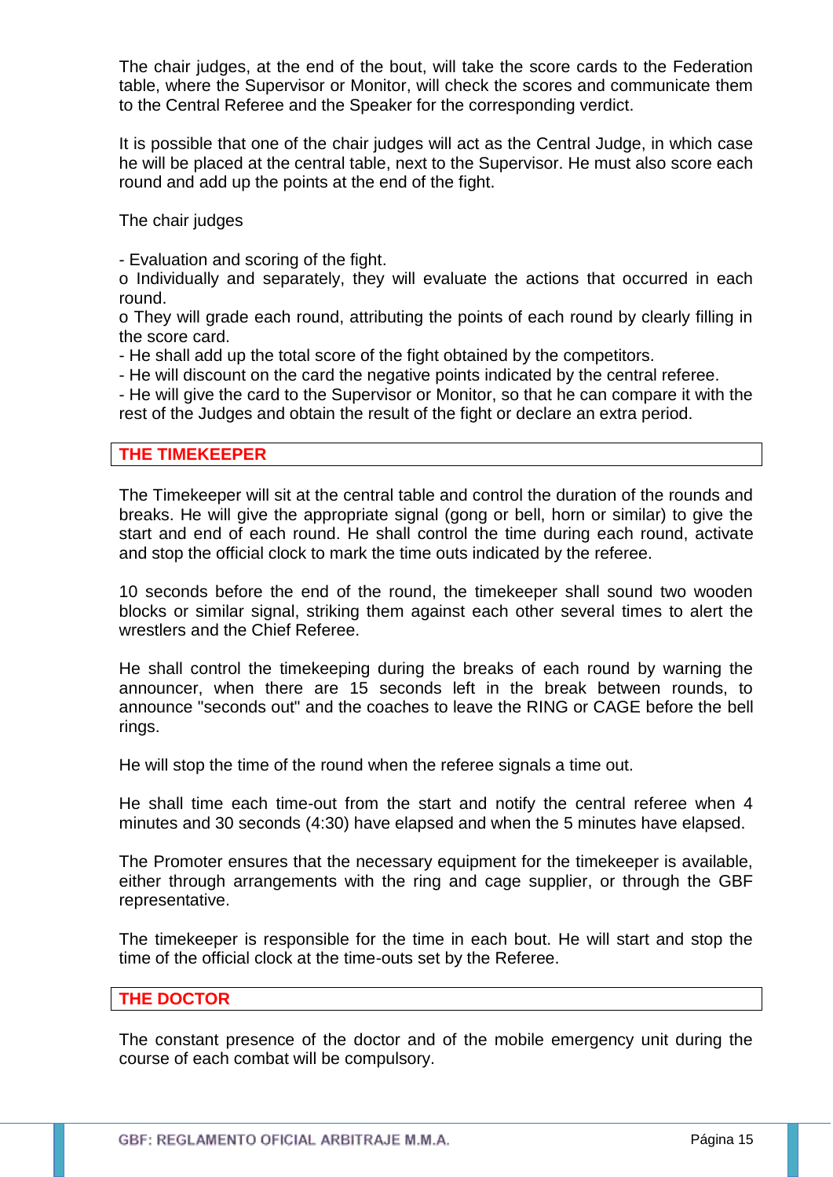The chair judges, at the end of the bout, will take the score cards to the Federation table, where the Supervisor or Monitor, will check the scores and communicate them to the Central Referee and the Speaker for the corresponding verdict.

It is possible that one of the chair judges will act as the Central Judge, in which case he will be placed at the central table, next to the Supervisor. He must also score each round and add up the points at the end of the fight.

The chair judges

- Evaluation and scoring of the fight.
o Individually and separately, they will evaluate the actions that occurred in each round.
o They will grade each round, attributing the points of each round by clearly filling in the score card.
- He shall add up the total score of the fight obtained by the competitors.
- He will discount on the card the negative points indicated by the central referee.
- He will give the card to the Supervisor or Monitor, so that he can compare it with the rest of the Judges and obtain the result of the fight or declare an extra period.

## THE TIMEKEEPER

The Timekeeper will sit at the central table and control the duration of the rounds and breaks. He will give the appropriate signal (gong or bell, horn or similar) to give the start and end of each round. He shall control the time during each round, activate and stop the official clock to mark the time outs indicated by the referee.

10 seconds before the end of the round, the timekeeper shall sound two wooden blocks or similar signal, striking them against each other several times to alert the wrestlers and the Chief Referee.

He shall control the timekeeping during the breaks of each round by warning the announcer, when there are 15 seconds left in the break between rounds, to announce "seconds out" and the coaches to leave the RING or CAGE before the bell rings.

He will stop the time of the round when the referee signals a time out.

He shall time each time-out from the start and notify the central referee when 4 minutes and 30 seconds (4:30) have elapsed and when the 5 minutes have elapsed.

The Promoter ensures that the necessary equipment for the timekeeper is available, either through arrangements with the ring and cage supplier, or through the GBF representative.

The timekeeper is responsible for the time in each bout. He will start and stop the time of the official clock at the time-outs set by the Referee.

## THE DOCTOR

The constant presence of the doctor and of the mobile emergency unit during the course of each combat will be compulsory.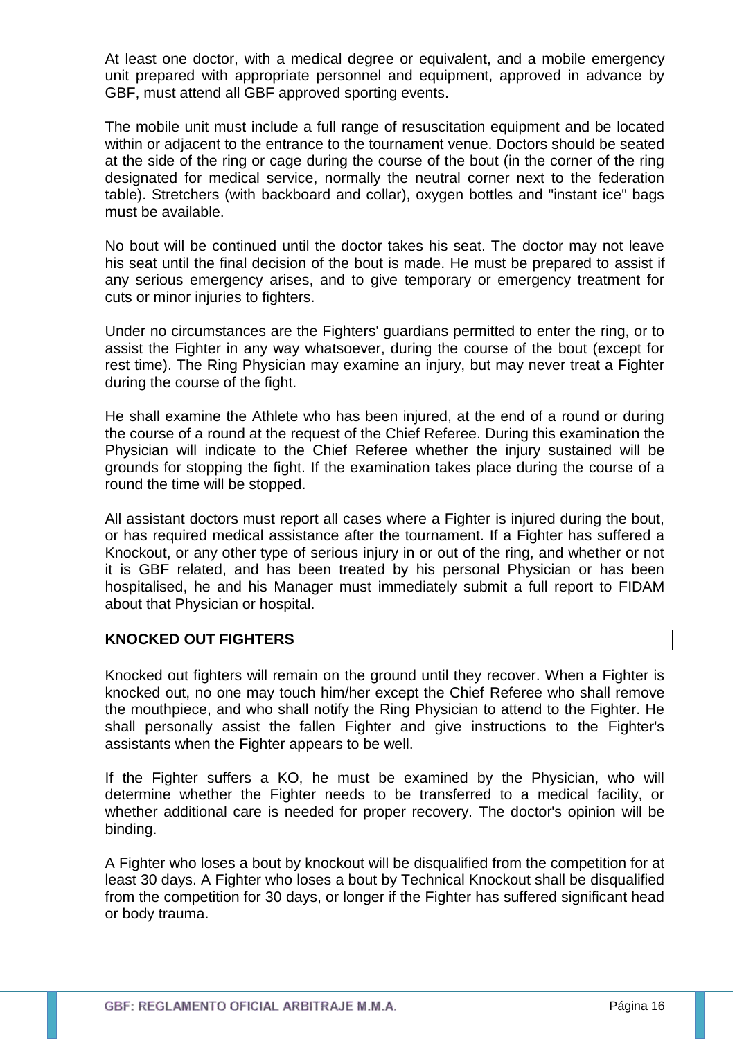At least one doctor, with a medical degree or equivalent, and a mobile emergency unit prepared with appropriate personnel and equipment, approved in advance by GBF, must attend all GBF approved sporting events.

The mobile unit must include a full range of resuscitation equipment and be located within or adjacent to the entrance to the tournament venue. Doctors should be seated at the side of the ring or cage during the course of the bout (in the corner of the ring designated for medical service, normally the neutral corner next to the federation table). Stretchers (with backboard and collar), oxygen bottles and "instant ice" bags must be available.

No bout will be continued until the doctor takes his seat. The doctor may not leave his seat until the final decision of the bout is made. He must be prepared to assist if any serious emergency arises, and to give temporary or emergency treatment for cuts or minor injuries to fighters.

Under no circumstances are the Fighters' guardians permitted to enter the ring, or to assist the Fighter in any way whatsoever, during the course of the bout (except for rest time). The Ring Physician may examine an injury, but may never treat a Fighter during the course of the fight.

He shall examine the Athlete who has been injured, at the end of a round or during the course of a round at the request of the Chief Referee. During this examination the Physician will indicate to the Chief Referee whether the injury sustained will be grounds for stopping the fight. If the examination takes place during the course of a round the time will be stopped.

All assistant doctors must report all cases where a Fighter is injured during the bout, or has required medical assistance after the tournament. If a Fighter has suffered a Knockout, or any other type of serious injury in or out of the ring, and whether or not it is GBF related, and has been treated by his personal Physician or has been hospitalised, he and his Manager must immediately submit a full report to FIDAM about that Physician or hospital.

## KNOCKED OUT FIGHTERS

Knocked out fighters will remain on the ground until they recover. When a Fighter is knocked out, no one may touch him/her except the Chief Referee who shall remove the mouthpiece, and who shall notify the Ring Physician to attend to the Fighter. He shall personally assist the fallen Fighter and give instructions to the Fighter's assistants when the Fighter appears to be well.

If the Fighter suffers a KO, he must be examined by the Physician, who will determine whether the Fighter needs to be transferred to a medical facility, or whether additional care is needed for proper recovery. The doctor's opinion will be binding.

A Fighter who loses a bout by knockout will be disqualified from the competition for at least 30 days. A Fighter who loses a bout by Technical Knockout shall be disqualified from the competition for 30 days, or longer if the Fighter has suffered significant head or body trauma.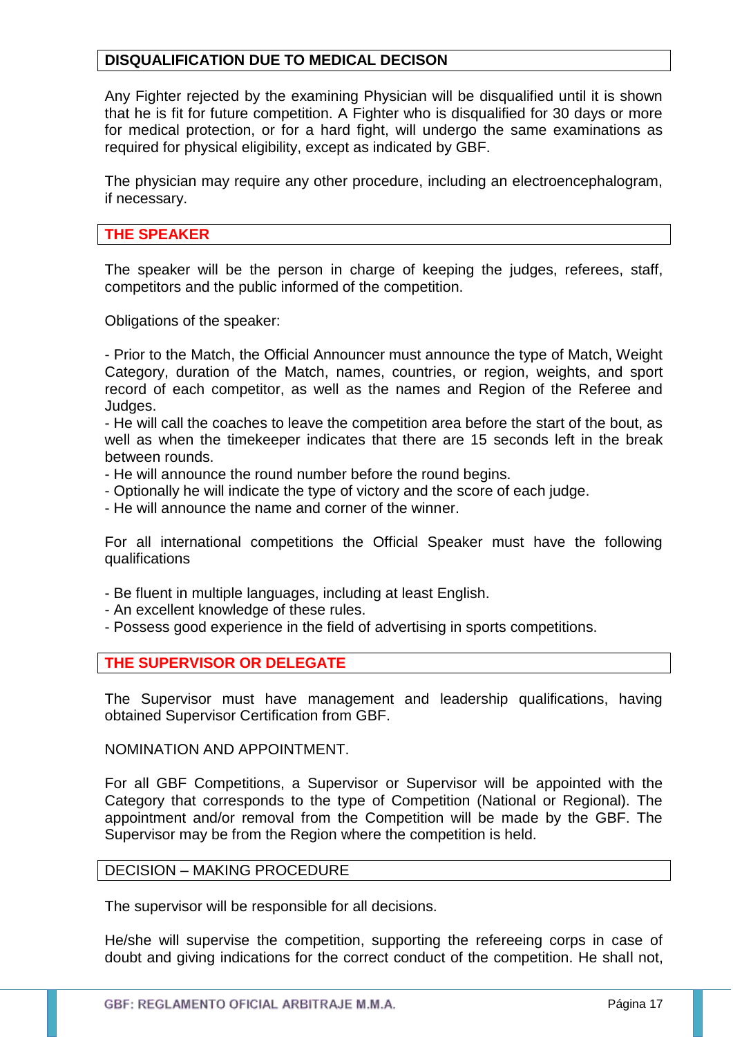## DISQUALIFICATION DUE TO MEDICAL DECISON

Any Fighter rejected by the examining Physician will be disqualified until it is shown that he is fit for future competition. A Fighter who is disqualified for 30 days or more for medical protection, or for a hard fight, will undergo the same examinations as required for physical eligibility, except as indicated by GBF.

The physician may require any other procedure, including an electroencephalogram, if necessary.

## THE SPEAKER

The speaker will be the person in charge of keeping the judges, referees, staff, competitors and the public informed of the competition.

Obligations of the speaker:

- Prior to the Match, the Official Announcer must announce the type of Match, Weight Category, duration of the Match, names, countries, or region, weights, and sport record of each competitor, as well as the names and Region of the Referee and Judges.
- He will call the coaches to leave the competition area before the start of the bout, as well as when the timekeeper indicates that there are 15 seconds left in the break between rounds.
- He will announce the round number before the round begins.
- Optionally he will indicate the type of victory and the score of each judge.
- He will announce the name and corner of the winner.

For all international competitions the Official Speaker must have the following qualifications

- Be fluent in multiple languages, including at least English.
- An excellent knowledge of these rules.
- Possess good experience in the field of advertising in sports competitions.

## THE SUPERVISOR OR DELEGATE

The Supervisor must have management and leadership qualifications, having obtained Supervisor Certification from GBF.

NOMINATION AND APPOINTMENT.

For all GBF Competitions, a Supervisor or Supervisor will be appointed with the Category that corresponds to the type of Competition (National or Regional). The appointment and/or removal from the Competition will be made by the GBF. The Supervisor may be from the Region where the competition is held.

## DECISION – MAKING PROCEDURE

The supervisor will be responsible for all decisions.

He/she will supervise the competition, supporting the refereeing corps in case of doubt and giving indications for the correct conduct of the competition. He shall not,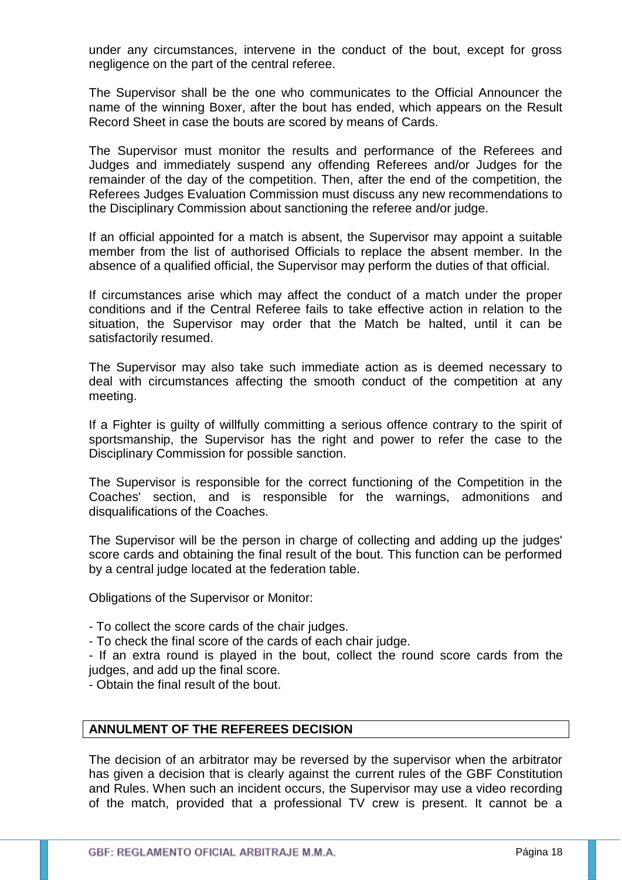under any circumstances, intervene in the conduct of the bout, except for gross negligence on the part of the central referee.

The Supervisor shall be the one who communicates to the Official Announcer the name of the winning Boxer, after the bout has ended, which appears on the Result Record Sheet in case the bouts are scored by means of Cards.

The Supervisor must monitor the results and performance of the Referees and Judges and immediately suspend any offending Referees and/or Judges for the remainder of the day of the competition. Then, after the end of the competition, the Referees Judges Evaluation Commission must discuss any new recommendations to the Disciplinary Commission about sanctioning the referee and/or judge.

If an official appointed for a match is absent, the Supervisor may appoint a suitable member from the list of authorised Officials to replace the absent member. In the absence of a qualified official, the Supervisor may perform the duties of that official.

If circumstances arise which may affect the conduct of a match under the proper conditions and if the Central Referee fails to take effective action in relation to the situation, the Supervisor may order that the Match be halted, until it can be satisfactorily resumed.

The Supervisor may also take such immediate action as is deemed necessary to deal with circumstances affecting the smooth conduct of the competition at any meeting.

If a Fighter is guilty of willfully committing a serious offence contrary to the spirit of sportsmanship, the Supervisor has the right and power to refer the case to the Disciplinary Commission for possible sanction.

The Supervisor is responsible for the correct functioning of the Competition in the Coaches' section, and is responsible for the warnings, admonitions and disqualifications of the Coaches.

The Supervisor will be the person in charge of collecting and adding up the judges' score cards and obtaining the final result of the bout. This function can be performed by a central judge located at the federation table.

Obligations of the Supervisor or Monitor:

- To collect the score cards of the chair judges.
- To check the final score of the cards of each chair judge.
- If an extra round is played in the bout, collect the round score cards from the judges, and add up the final score.
- Obtain the final result of the bout.

## ANNULMENT OF THE REFEREES DECISION

The decision of an arbitrator may be reversed by the supervisor when the arbitrator has given a decision that is clearly against the current rules of the GBF Constitution and Rules. When such an incident occurs, the Supervisor may use a video recording of the match, provided that a professional TV crew is present. It cannot be a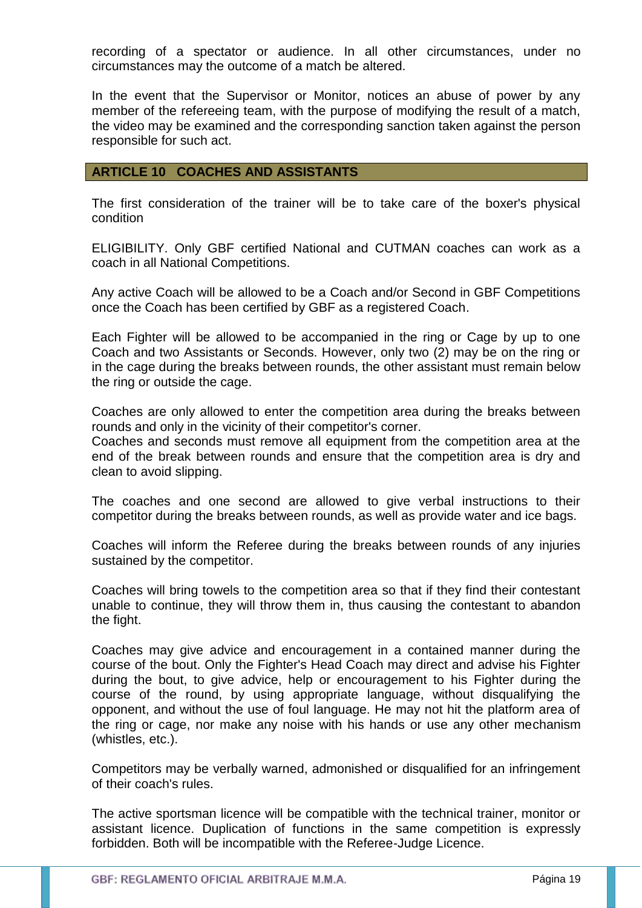recording of a spectator or audience. In all other circumstances, under no circumstances may the outcome of a match be altered.

In the event that the Supervisor or Monitor, notices an abuse of power by any member of the refereeing team, with the purpose of modifying the result of a match, the video may be examined and the corresponding sanction taken against the person responsible for such act.

## ARTICLE 10 COACHES AND ASSISTANTS

The first consideration of the trainer will be to take care of the boxer's physical condition

ELIGIBILITY. Only GBF certified National and CUTMAN coaches can work as a coach in all National Competitions.

Any active Coach will be allowed to be a Coach and/or Second in GBF Competitions once the Coach has been certified by GBF as a registered Coach.

Each Fighter will be allowed to be accompanied in the ring or Cage by up to one Coach and two Assistants or Seconds. However, only two (2) may be on the ring or in the cage during the breaks between rounds, the other assistant must remain below the ring or outside the cage.

Coaches are only allowed to enter the competition area during the breaks between rounds and only in the vicinity of their competitor's corner.
Coaches and seconds must remove all equipment from the competition area at the end of the break between rounds and ensure that the competition area is dry and clean to avoid slipping.

The coaches and one second are allowed to give verbal instructions to their competitor during the breaks between rounds, as well as provide water and ice bags.

Coaches will inform the Referee during the breaks between rounds of any injuries sustained by the competitor.

Coaches will bring towels to the competition area so that if they find their contestant unable to continue, they will throw them in, thus causing the contestant to abandon the fight.

Coaches may give advice and encouragement in a contained manner during the course of the bout. Only the Fighter's Head Coach may direct and advise his Fighter during the bout, to give advice, help or encouragement to his Fighter during the course of the round, by using appropriate language, without disqualifying the opponent, and without the use of foul language. He may not hit the platform area of the ring or cage, nor make any noise with his hands or use any other mechanism (whistles, etc.).

Competitors may be verbally warned, admonished or disqualified for an infringement of their coach's rules.

The active sportsman licence will be compatible with the technical trainer, monitor or assistant licence. Duplication of functions in the same competition is expressly forbidden. Both will be incompatible with the Referee-Judge Licence.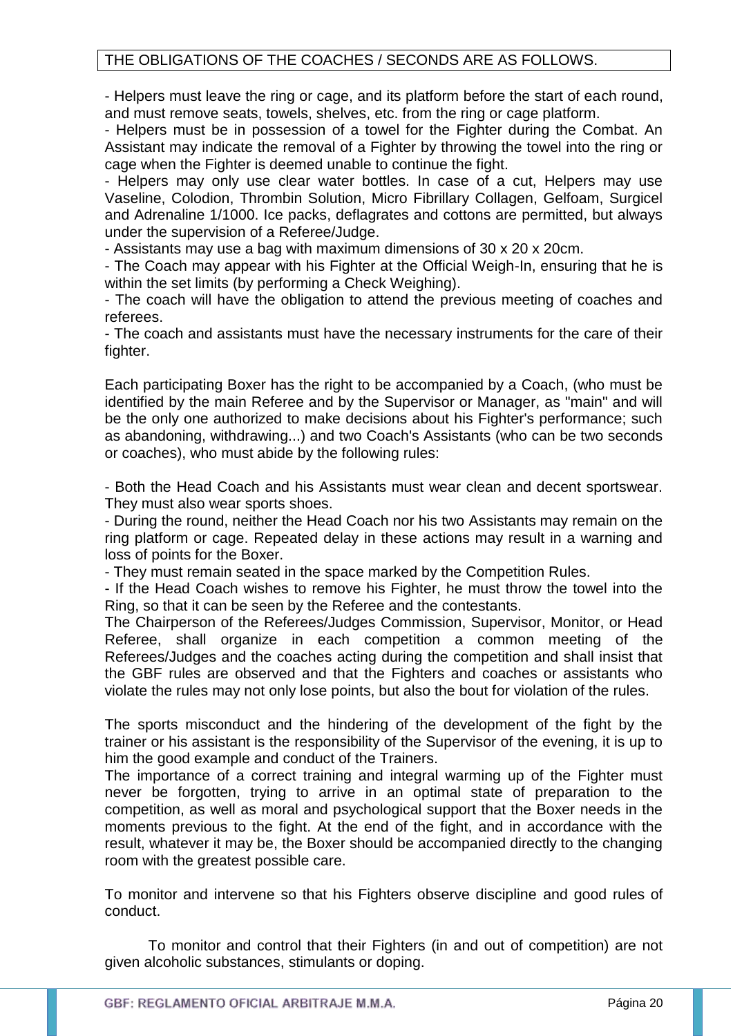THE OBLIGATIONS OF THE COACHES / SECONDS ARE AS FOLLOWS.

- Helpers must leave the ring or cage, and its platform before the start of each round, and must remove seats, towels, shelves, etc. from the ring or cage platform.
- Helpers must be in possession of a towel for the Fighter during the Combat. An Assistant may indicate the removal of a Fighter by throwing the towel into the ring or cage when the Fighter is deemed unable to continue the fight.
- Helpers may only use clear water bottles. In case of a cut, Helpers may use Vaseline, Colodion, Thrombin Solution, Micro Fibrillary Collagen, Gelfoam, Surgicel and Adrenaline 1/1000. Ice packs, deflagrates and cottons are permitted, but always under the supervision of a Referee/Judge.
- Assistants may use a bag with maximum dimensions of 30 x 20 x 20cm.
- The Coach may appear with his Fighter at the Official Weigh-In, ensuring that he is within the set limits (by performing a Check Weighing).
- The coach will have the obligation to attend the previous meeting of coaches and referees.
- The coach and assistants must have the necessary instruments for the care of their fighter.

Each participating Boxer has the right to be accompanied by a Coach, (who must be identified by the main Referee and by the Supervisor or Manager, as "main" and will be the only one authorized to make decisions about his Fighter's performance; such as abandoning, withdrawing...) and two Coach's Assistants (who can be two seconds or coaches), who must abide by the following rules:

- Both the Head Coach and his Assistants must wear clean and decent sportswear. They must also wear sports shoes.
- During the round, neither the Head Coach nor his two Assistants may remain on the ring platform or cage. Repeated delay in these actions may result in a warning and loss of points for the Boxer.
- They must remain seated in the space marked by the Competition Rules.
- If the Head Coach wishes to remove his Fighter, he must throw the towel into the Ring, so that it can be seen by the Referee and the contestants.

The Chairperson of the Referees/Judges Commission, Supervisor, Monitor, or Head Referee, shall organize in each competition a common meeting of the Referees/Judges and the coaches acting during the competition and shall insist that the GBF rules are observed and that the Fighters and coaches or assistants who violate the rules may not only lose points, but also the bout for violation of the rules.

The sports misconduct and the hindering of the development of the fight by the trainer or his assistant is the responsibility of the Supervisor of the evening, it is up to him the good example and conduct of the Trainers.

The importance of a correct training and integral warming up of the Fighter must never be forgotten, trying to arrive in an optimal state of preparation to the competition, as well as moral and psychological support that the Boxer needs in the moments previous to the fight. At the end of the fight, and in accordance with the result, whatever it may be, the Boxer should be accompanied directly to the changing room with the greatest possible care.

To monitor and intervene so that his Fighters observe discipline and good rules of conduct.

To monitor and control that their Fighters (in and out of competition) are not given alcoholic substances, stimulants or doping.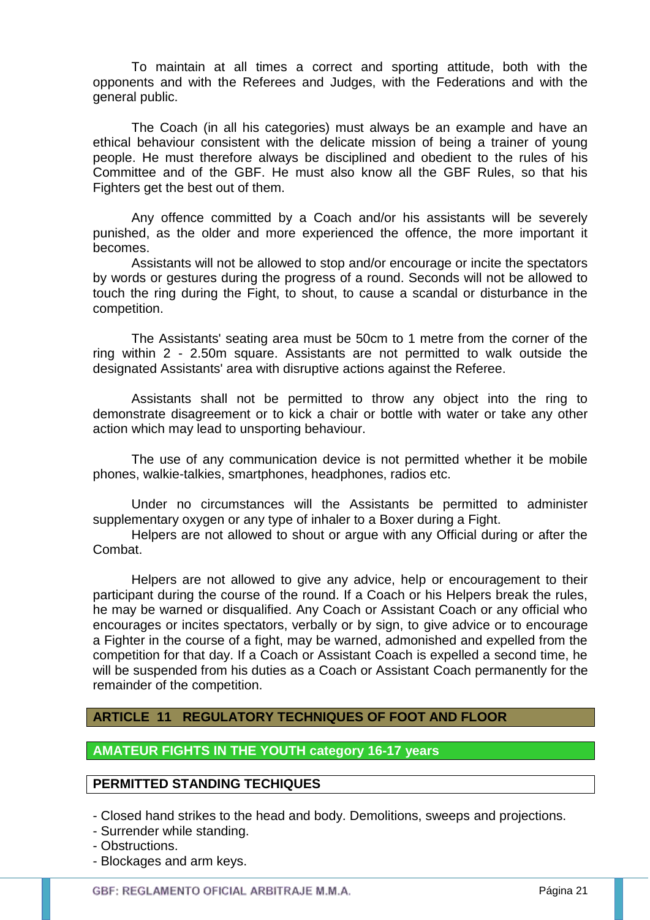To maintain at all times a correct and sporting attitude, both with the opponents and with the Referees and Judges, with the Federations and with the general public.

The Coach (in all his categories) must always be an example and have an ethical behaviour consistent with the delicate mission of being a trainer of young people. He must therefore always be disciplined and obedient to the rules of his Committee and of the GBF. He must also know all the GBF Rules, so that his Fighters get the best out of them.

Any offence committed by a Coach and/or his assistants will be severely punished, as the older and more experienced the offence, the more important it becomes.

Assistants will not be allowed to stop and/or encourage or incite the spectators by words or gestures during the progress of a round. Seconds will not be allowed to touch the ring during the Fight, to shout, to cause a scandal or disturbance in the competition.

The Assistants' seating area must be 50cm to 1 metre from the corner of the ring within 2 - 2.50m square. Assistants are not permitted to walk outside the designated Assistants' area with disruptive actions against the Referee.

Assistants shall not be permitted to throw any object into the ring to demonstrate disagreement or to kick a chair or bottle with water or take any other action which may lead to unsporting behaviour.

The use of any communication device is not permitted whether it be mobile phones, walkie-talkies, smartphones, headphones, radios etc.

Under no circumstances will the Assistants be permitted to administer supplementary oxygen or any type of inhaler to a Boxer during a Fight.

Helpers are not allowed to shout or argue with any Official during or after the Combat.

Helpers are not allowed to give any advice, help or encouragement to their participant during the course of the round. If a Coach or his Helpers break the rules, he may be warned or disqualified. Any Coach or Assistant Coach or any official who encourages or incites spectators, verbally or by sign, to give advice or to encourage a Fighter in the course of a fight, may be warned, admonished and expelled from the competition for that day. If a Coach or Assistant Coach is expelled a second time, he will be suspended from his duties as a Coach or Assistant Coach permanently for the remainder of the competition.

## ARTICLE 11 REGULATORY TECHNIQUES OF FOOT AND FLOOR

### AMATEUR FIGHTS IN THE YOUTH category 16-17 years

#### PERMITTED STANDING TECHIQUES

- Closed hand strikes to the head and body. Demolitions, sweeps and projections.
- Surrender while standing.
- Obstructions.
- Blockages and arm keys.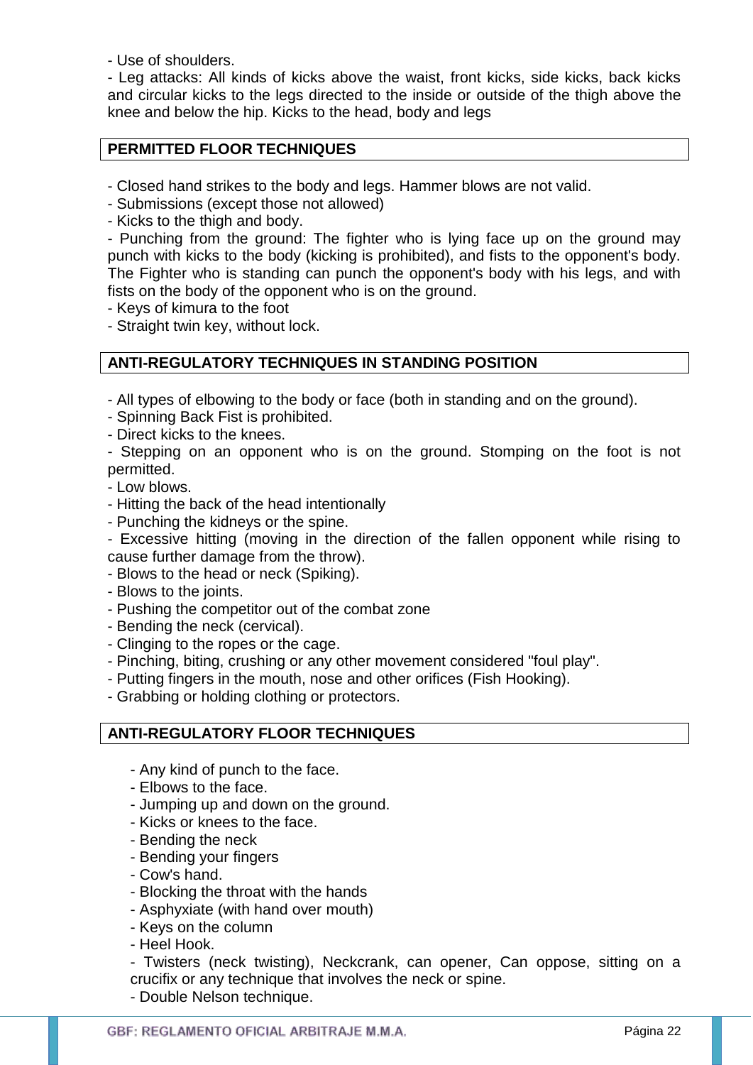- Use of shoulders.
- Leg attacks: All kinds of kicks above the waist, front kicks, side kicks, back kicks and circular kicks to the legs directed to the inside or outside of the thigh above the knee and below the hip. Kicks to the head, body and legs

## PERMITTED FLOOR TECHNIQUES

- Closed hand strikes to the body and legs. Hammer blows are not valid.
- Submissions (except those not allowed)
- Kicks to the thigh and body.
- Punching from the ground: The fighter who is lying face up on the ground may punch with kicks to the body (kicking is prohibited), and fists to the opponent's body. The Fighter who is standing can punch the opponent's body with his legs, and with fists on the body of the opponent who is on the ground.
- Keys of kimura to the foot
- Straight twin key, without lock.

## ANTI-REGULATORY TECHNIQUES IN STANDING POSITION

- All types of elbowing to the body or face (both in standing and on the ground).
- Spinning Back Fist is prohibited.
- Direct kicks to the knees.
- Stepping on an opponent who is on the ground. Stomping on the foot is not permitted.
- Low blows.
- Hitting the back of the head intentionally
- Punching the kidneys or the spine.
- Excessive hitting (moving in the direction of the fallen opponent while rising to cause further damage from the throw).
- Blows to the head or neck (Spiking).
- Blows to the joints.
- Pushing the competitor out of the combat zone
- Bending the neck (cervical).
- Clinging to the ropes or the cage.
- Pinching, biting, crushing or any other movement considered "foul play".
- Putting fingers in the mouth, nose and other orifices (Fish Hooking).
- Grabbing or holding clothing or protectors.

## ANTI-REGULATORY FLOOR TECHNIQUES

- Any kind of punch to the face.
- Elbows to the face.
- Jumping up and down on the ground.
- Kicks or knees to the face.
- Bending the neck
- Bending your fingers
- Cow's hand.
- Blocking the throat with the hands
- Asphyxiate (with hand over mouth)
- Keys on the column
- Heel Hook.
- Twisters (neck twisting), Neckcrank, can opener, Can oppose, sitting on a crucifix or any technique that involves the neck or spine.
- Double Nelson technique.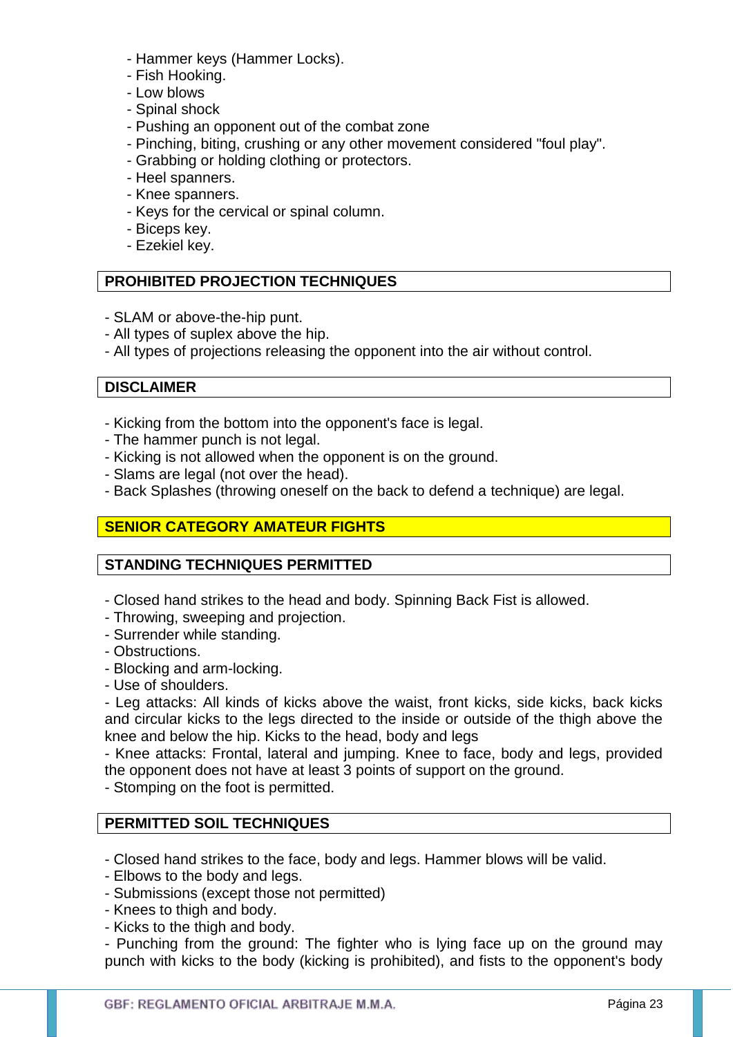- Hammer keys (Hammer Locks).
- Fish Hooking.
- Low blows
- Spinal shock
- Pushing an opponent out of the combat zone
- Pinching, biting, crushing or any other movement considered "foul play".
- Grabbing or holding clothing or protectors.
- Heel spanners.
- Knee spanners.
- Keys for the cervical or spinal column.
- Biceps key.
- Ezekiel key.

## PROHIBITED PROJECTION TECHNIQUES

- SLAM or above-the-hip punt.
- All types of suplex above the hip.
- All types of projections releasing the opponent into the air without control.

## DISCLAIMER

- Kicking from the bottom into the opponent's face is legal.
- The hammer punch is not legal.
- Kicking is not allowed when the opponent is on the ground.
- Slams are legal (not over the head).
- Back Splashes (throwing oneself on the back to defend a technique) are legal.

## SENIOR CATEGORY AMATEUR FIGHTS

## STANDING TECHNIQUES PERMITTED

- Closed hand strikes to the head and body. Spinning Back Fist is allowed.
- Throwing, sweeping and projection.
- Surrender while standing.
- Obstructions.
- Blocking and arm-locking.
- Use of shoulders.
- Leg attacks: All kinds of kicks above the waist, front kicks, side kicks, back kicks and circular kicks to the legs directed to the inside or outside of the thigh above the knee and below the hip. Kicks to the head, body and legs
- Knee attacks: Frontal, lateral and jumping. Knee to face, body and legs, provided the opponent does not have at least 3 points of support on the ground.
- Stomping on the foot is permitted.

## PERMITTED SOIL TECHNIQUES

- Closed hand strikes to the face, body and legs. Hammer blows will be valid.
- Elbows to the body and legs.
- Submissions (except those not permitted)
- Knees to thigh and body.
- Kicks to the thigh and body.
- Punching from the ground: The fighter who is lying face up on the ground may punch with kicks to the body (kicking is prohibited), and fists to the opponent's body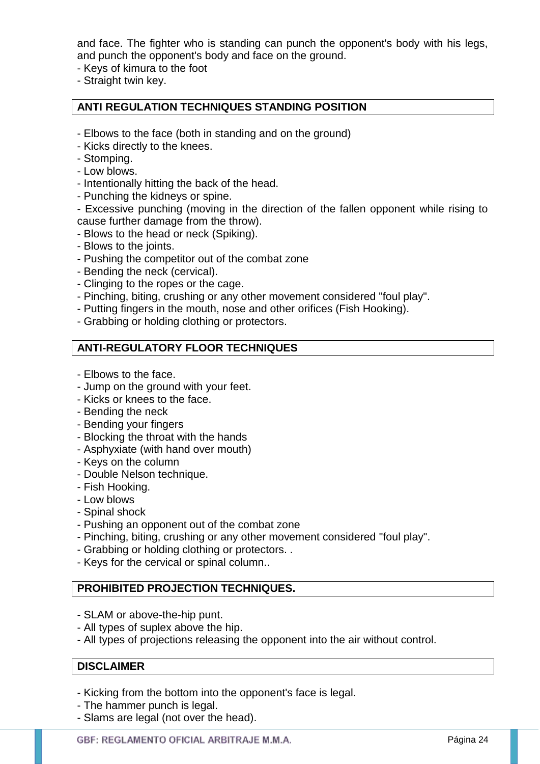and face. The fighter who is standing can punch the opponent's body with his legs, and punch the opponent's body and face on the ground.
- Keys of kimura to the foot
- Straight twin key.

## ANTI REGULATION TECHNIQUES STANDING POSITION

- Elbows to the face (both in standing and on the ground)
- Kicks directly to the knees.
- Stomping.
- Low blows.
- Intentionally hitting the back of the head.
- Punching the kidneys or spine.
- Excessive punching (moving in the direction of the fallen opponent while rising to cause further damage from the throw).
- Blows to the head or neck (Spiking).
- Blows to the joints.
- Pushing the competitor out of the combat zone
- Bending the neck (cervical).
- Clinging to the ropes or the cage.
- Pinching, biting, crushing or any other movement considered "foul play".
- Putting fingers in the mouth, nose and other orifices (Fish Hooking).
- Grabbing or holding clothing or protectors.

## ANTI-REGULATORY FLOOR TECHNIQUES

- Elbows to the face.
- Jump on the ground with your feet.
- Kicks or knees to the face.
- Bending the neck
- Bending your fingers
- Blocking the throat with the hands
- Asphyxiate (with hand over mouth)
- Keys on the column
- Double Nelson technique.
- Fish Hooking.
- Low blows
- Spinal shock
- Pushing an opponent out of the combat zone
- Pinching, biting, crushing or any other movement considered "foul play".
- Grabbing or holding clothing or protectors. .
- Keys for the cervical or spinal column..

## PROHIBITED PROJECTION TECHNIQUES.

- SLAM or above-the-hip punt.
- All types of suplex above the hip.
- All types of projections releasing the opponent into the air without control.

## DISCLAIMER

- Kicking from the bottom into the opponent's face is legal.
- The hammer punch is legal.
- Slams are legal (not over the head).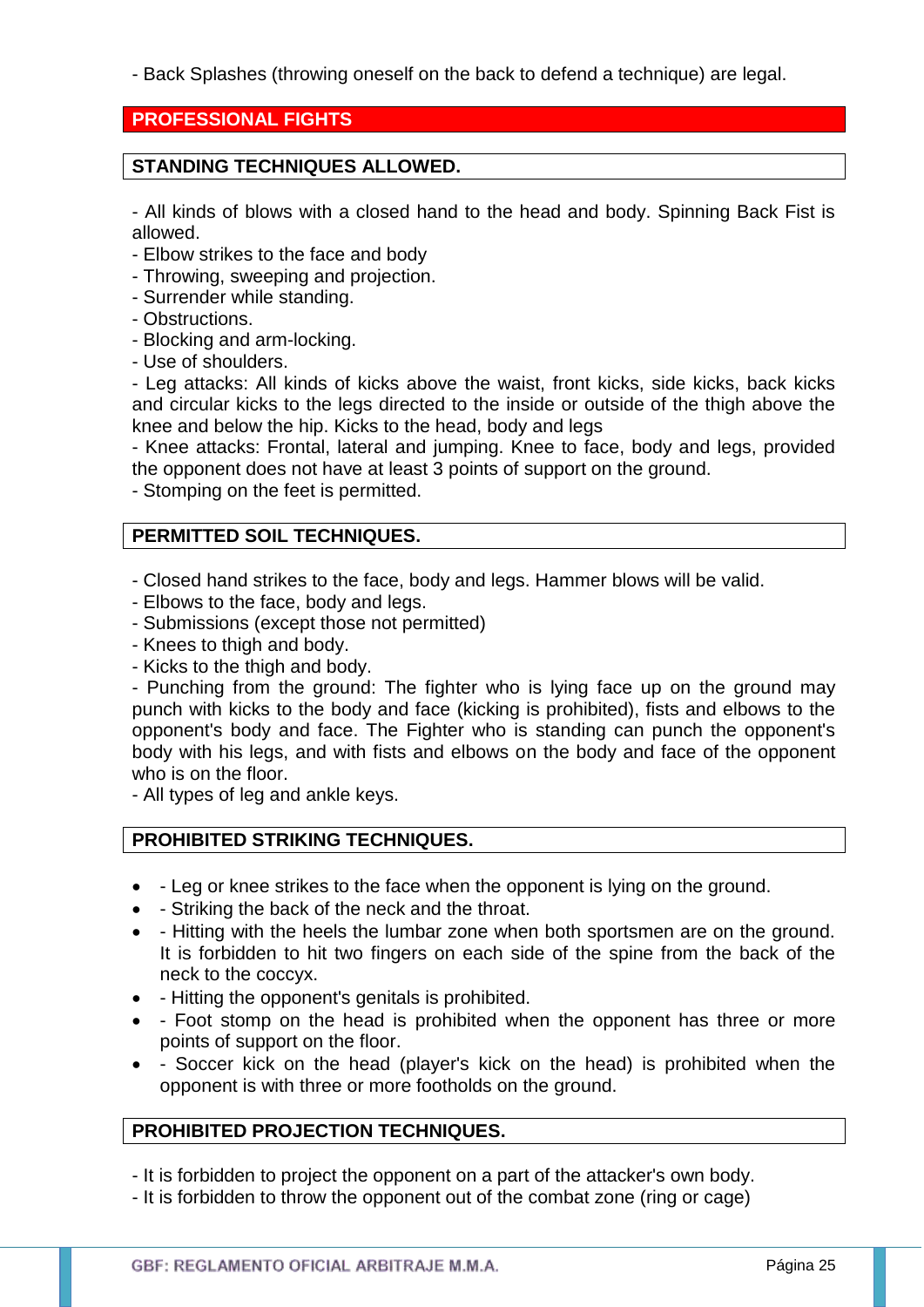- Back Splashes (throwing oneself on the back to defend a technique) are legal.

## PROFESSIONAL FIGHTS

### STANDING TECHNIQUES ALLOWED.

- All kinds of blows with a closed hand to the head and body. Spinning Back Fist is allowed.
- Elbow strikes to the face and body
- Throwing, sweeping and projection.
- Surrender while standing.
- Obstructions.
- Blocking and arm-locking.
- Use of shoulders.
- Leg attacks: All kinds of kicks above the waist, front kicks, side kicks, back kicks and circular kicks to the legs directed to the inside or outside of the thigh above the knee and below the hip. Kicks to the head, body and legs
- Knee attacks: Frontal, lateral and jumping. Knee to face, body and legs, provided the opponent does not have at least 3 points of support on the ground.
- Stomping on the feet is permitted.

### PERMITTED SOIL TECHNIQUES.

- Closed hand strikes to the face, body and legs. Hammer blows will be valid.
- Elbows to the face, body and legs.
- Submissions (except those not permitted)
- Knees to thigh and body.
- Kicks to the thigh and body.
- Punching from the ground: The fighter who is lying face up on the ground may punch with kicks to the body and face (kicking is prohibited), fists and elbows to the opponent's body and face. The Fighter who is standing can punch the opponent's body with his legs, and with fists and elbows on the body and face of the opponent who is on the floor.
- All types of leg and ankle keys.

### PROHIBITED STRIKING TECHNIQUES.

- - Leg or knee strikes to the face when the opponent is lying on the ground.
- - Striking the back of the neck and the throat.
- - Hitting with the heels the lumbar zone when both sportsmen are on the ground. It is forbidden to hit two fingers on each side of the spine from the back of the neck to the coccyx.
- - Hitting the opponent's genitals is prohibited.
- - Foot stomp on the head is prohibited when the opponent has three or more points of support on the floor.
- - Soccer kick on the head (player's kick on the head) is prohibited when the opponent is with three or more footholds on the ground.

### PROHIBITED PROJECTION TECHNIQUES.

- It is forbidden to project the opponent on a part of the attacker's own body.
- It is forbidden to throw the opponent out of the combat zone (ring or cage)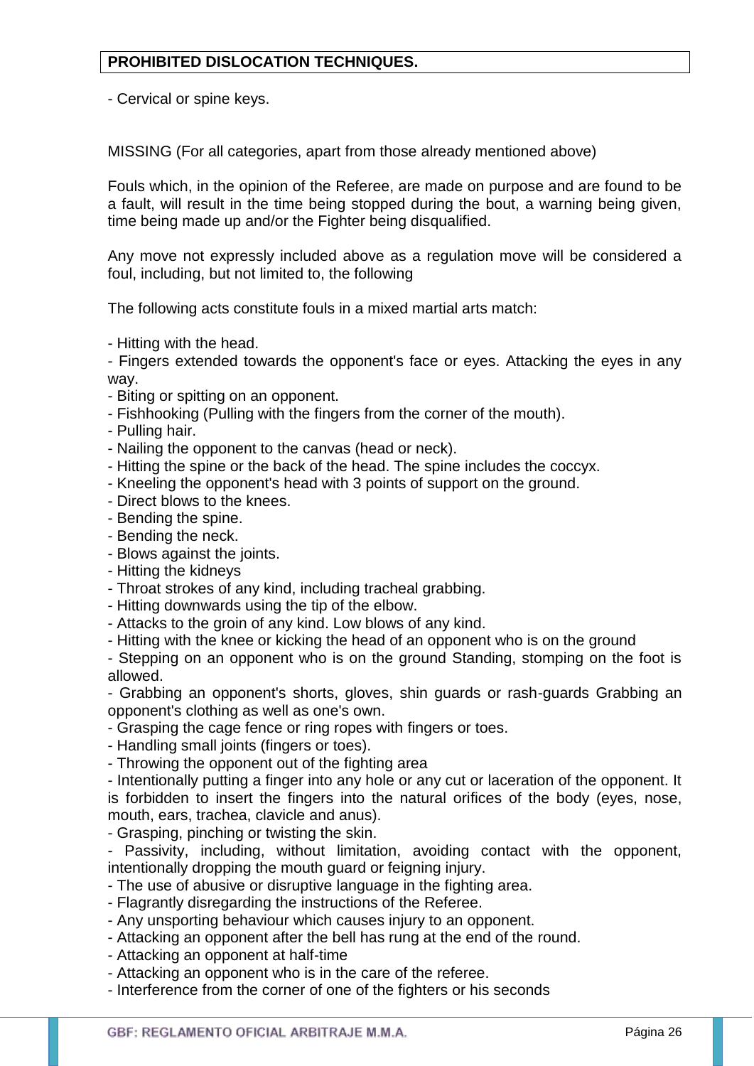## PROHIBITED DISLOCATION TECHNIQUES.

- Cervical or spine keys.

MISSING (For all categories, apart from those already mentioned above)

Fouls which, in the opinion of the Referee, are made on purpose and are found to be a fault, will result in the time being stopped during the bout, a warning being given, time being made up and/or the Fighter being disqualified.

Any move not expressly included above as a regulation move will be considered a foul, including, but not limited to, the following

The following acts constitute fouls in a mixed martial arts match:

- Hitting with the head.
- Fingers extended towards the opponent's face or eyes. Attacking the eyes in any way.
- Biting or spitting on an opponent.
- Fishhooking (Pulling with the fingers from the corner of the mouth).
- Pulling hair.
- Nailing the opponent to the canvas (head or neck).
- Hitting the spine or the back of the head. The spine includes the coccyx.
- Kneeling the opponent's head with 3 points of support on the ground.
- Direct blows to the knees.
- Bending the spine.
- Bending the neck.
- Blows against the joints.
- Hitting the kidneys
- Throat strokes of any kind, including tracheal grabbing.
- Hitting downwards using the tip of the elbow.
- Attacks to the groin of any kind. Low blows of any kind.
- Hitting with the knee or kicking the head of an opponent who is on the ground
- Stepping on an opponent who is on the ground Standing, stomping on the foot is allowed.
- Grabbing an opponent's shorts, gloves, shin guards or rash-guards Grabbing an opponent's clothing as well as one's own.
- Grasping the cage fence or ring ropes with fingers or toes.
- Handling small joints (fingers or toes).
- Throwing the opponent out of the fighting area
- Intentionally putting a finger into any hole or any cut or laceration of the opponent. It is forbidden to insert the fingers into the natural orifices of the body (eyes, nose, mouth, ears, trachea, clavicle and anus).
- Grasping, pinching or twisting the skin.
- Passivity, including, without limitation, avoiding contact with the opponent, intentionally dropping the mouth guard or feigning injury.
- The use of abusive or disruptive language in the fighting area.
- Flagrantly disregarding the instructions of the Referee.
- Any unsporting behaviour which causes injury to an opponent.
- Attacking an opponent after the bell has rung at the end of the round.
- Attacking an opponent at half-time
- Attacking an opponent who is in the care of the referee.
- Interference from the corner of one of the fighters or his seconds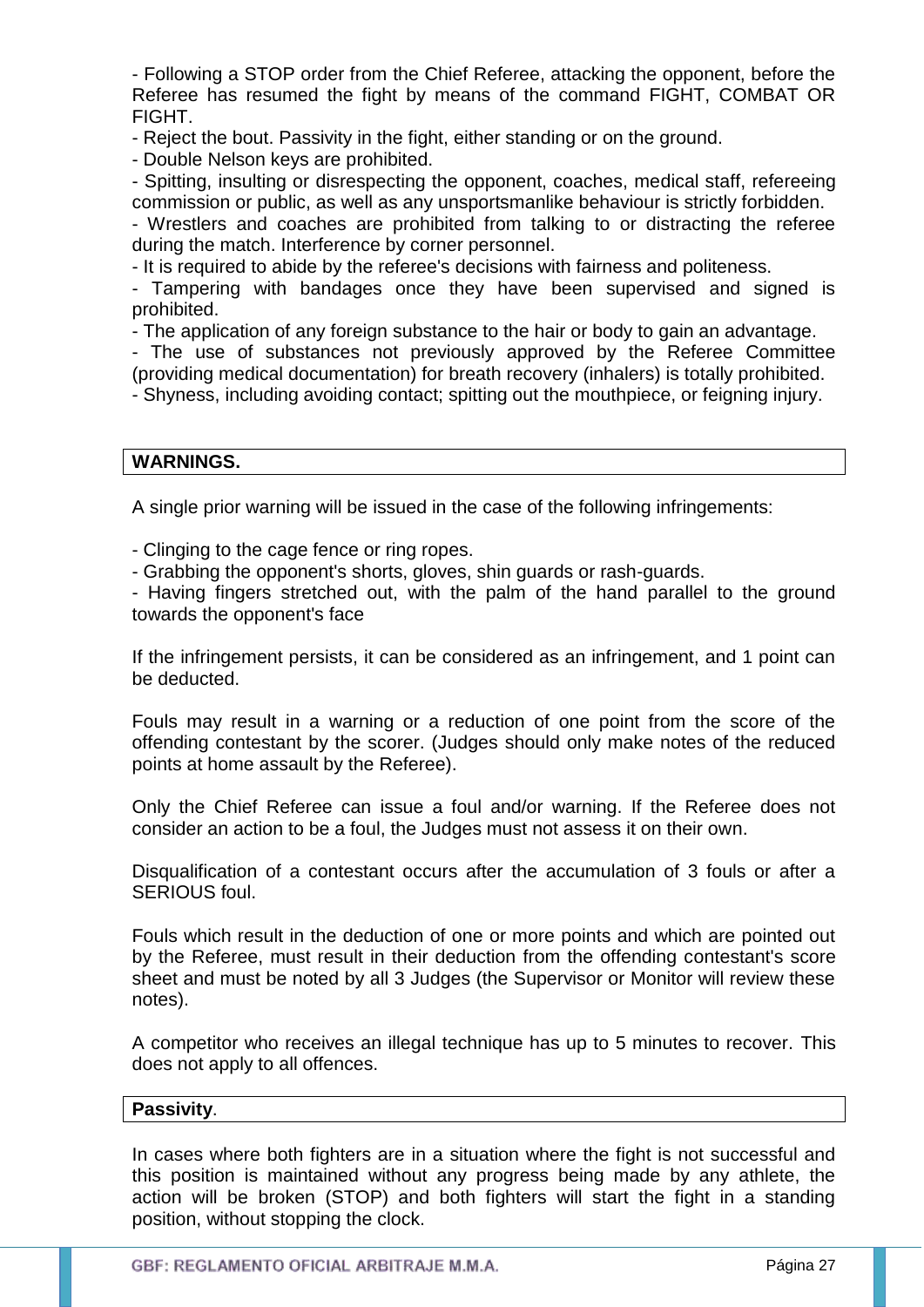- Following a STOP order from the Chief Referee, attacking the opponent, before the Referee has resumed the fight by means of the command FIGHT, COMBAT OR FIGHT.
- Reject the bout. Passivity in the fight, either standing or on the ground.
- Double Nelson keys are prohibited.
- Spitting, insulting or disrespecting the opponent, coaches, medical staff, refereeing commission or public, as well as any unsportsmanlike behaviour is strictly forbidden.
- Wrestlers and coaches are prohibited from talking to or distracting the referee during the match. Interference by corner personnel.
- It is required to abide by the referee's decisions with fairness and politeness.
- Tampering with bandages once they have been supervised and signed is prohibited.
- The application of any foreign substance to the hair or body to gain an advantage.
- The use of substances not previously approved by the Referee Committee (providing medical documentation) for breath recovery (inhalers) is totally prohibited.
- Shyness, including avoiding contact; spitting out the mouthpiece, or feigning injury.

## WARNINGS.

A single prior warning will be issued in the case of the following infringements:

- Clinging to the cage fence or ring ropes.
- Grabbing the opponent's shorts, gloves, shin guards or rash-guards.
- Having fingers stretched out, with the palm of the hand parallel to the ground towards the opponent's face

If the infringement persists, it can be considered as an infringement, and 1 point can be deducted.

Fouls may result in a warning or a reduction of one point from the score of the offending contestant by the scorer. (Judges should only make notes of the reduced points at home assault by the Referee).

Only the Chief Referee can issue a foul and/or warning. If the Referee does not consider an action to be a foul, the Judges must not assess it on their own.

Disqualification of a contestant occurs after the accumulation of 3 fouls or after a SERIOUS foul.

Fouls which result in the deduction of one or more points and which are pointed out by the Referee, must result in their deduction from the offending contestant's score sheet and must be noted by all 3 Judges (the Supervisor or Monitor will review these notes).

A competitor who receives an illegal technique has up to 5 minutes to recover. This does not apply to all offences.

## **Passivity**.

In cases where both fighters are in a situation where the fight is not successful and this position is maintained without any progress being made by any athlete, the action will be broken (STOP) and both fighters will start the fight in a standing position, without stopping the clock.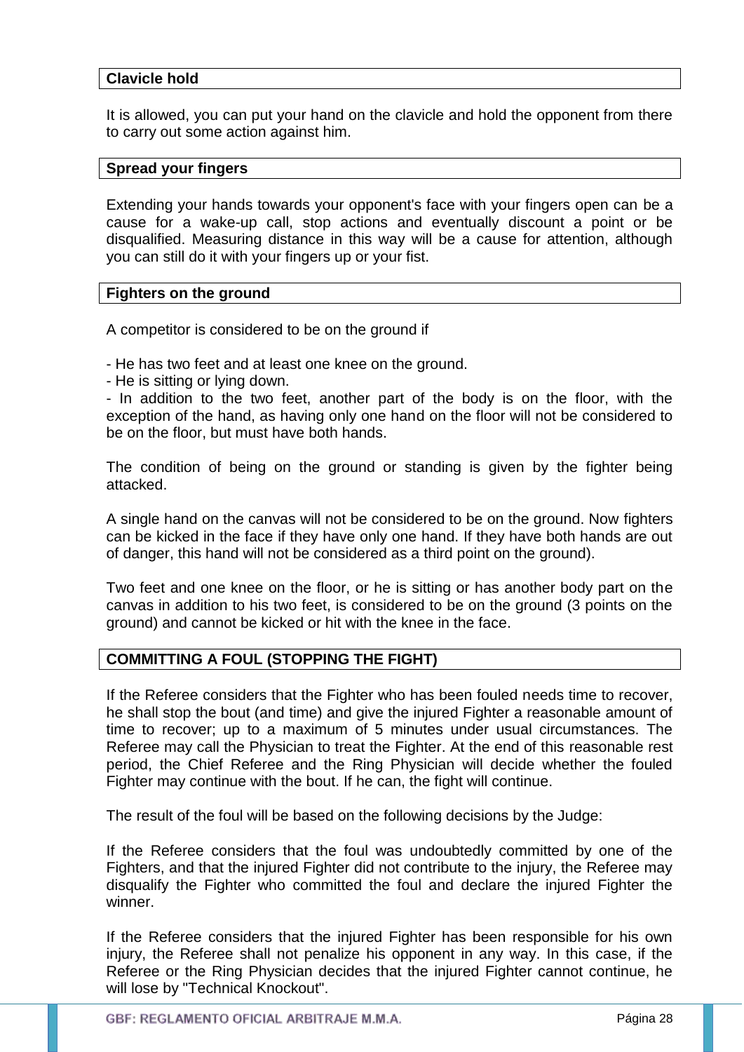### Clavicle hold

It is allowed, you can put your hand on the clavicle and hold the opponent from there to carry out some action against him.

### Spread your fingers

Extending your hands towards your opponent's face with your fingers open can be a cause for a wake-up call, stop actions and eventually discount a point or be disqualified. Measuring distance in this way will be a cause for attention, although you can still do it with your fingers up or your fist.

### Fighters on the ground

A competitor is considered to be on the ground if

- He has two feet and at least one knee on the ground.
- He is sitting or lying down.
- In addition to the two feet, another part of the body is on the floor, with the exception of the hand, as having only one hand on the floor will not be considered to be on the floor, but must have both hands.

The condition of being on the ground or standing is given by the fighter being attacked.

A single hand on the canvas will not be considered to be on the ground. Now fighters can be kicked in the face if they have only one hand. If they have both hands are out of danger, this hand will not be considered as a third point on the ground).

Two feet and one knee on the floor, or he is sitting or has another body part on the canvas in addition to his two feet, is considered to be on the ground (3 points on the ground) and cannot be kicked or hit with the knee in the face.

### COMMITTING A FOUL (STOPPING THE FIGHT)

If the Referee considers that the Fighter who has been fouled needs time to recover, he shall stop the bout (and time) and give the injured Fighter a reasonable amount of time to recover; up to a maximum of 5 minutes under usual circumstances. The Referee may call the Physician to treat the Fighter. At the end of this reasonable rest period, the Chief Referee and the Ring Physician will decide whether the fouled Fighter may continue with the bout. If he can, the fight will continue.

The result of the foul will be based on the following decisions by the Judge:

If the Referee considers that the foul was undoubtedly committed by one of the Fighters, and that the injured Fighter did not contribute to the injury, the Referee may disqualify the Fighter who committed the foul and declare the injured Fighter the winner.

If the Referee considers that the injured Fighter has been responsible for his own injury, the Referee shall not penalize his opponent in any way. In this case, if the Referee or the Ring Physician decides that the injured Fighter cannot continue, he will lose by "Technical Knockout".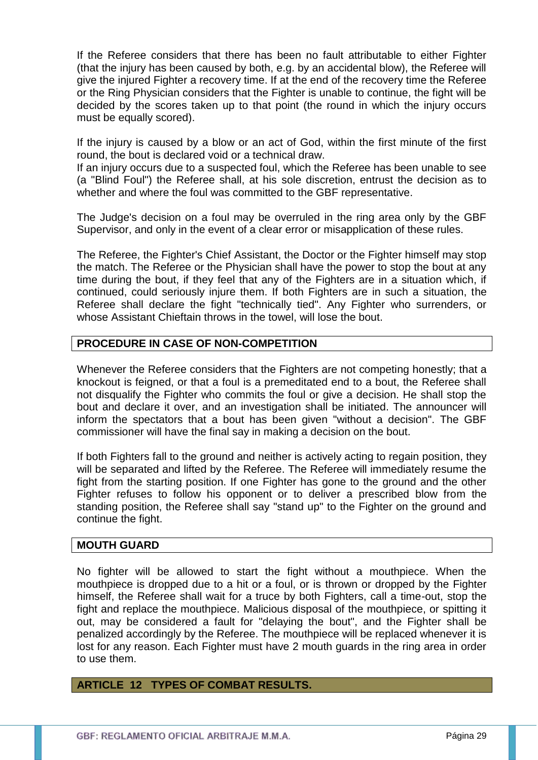If the Referee considers that there has been no fault attributable to either Fighter (that the injury has been caused by both, e.g. by an accidental blow), the Referee will give the injured Fighter a recovery time. If at the end of the recovery time the Referee or the Ring Physician considers that the Fighter is unable to continue, the fight will be decided by the scores taken up to that point (the round in which the injury occurs must be equally scored).

If the injury is caused by a blow or an act of God, within the first minute of the first round, the bout is declared void or a technical draw.
If an injury occurs due to a suspected foul, which the Referee has been unable to see (a "Blind Foul") the Referee shall, at his sole discretion, entrust the decision as to whether and where the foul was committed to the GBF representative.

The Judge's decision on a foul may be overruled in the ring area only by the GBF Supervisor, and only in the event of a clear error or misapplication of these rules.

The Referee, the Fighter's Chief Assistant, the Doctor or the Fighter himself may stop the match. The Referee or the Physician shall have the power to stop the bout at any time during the bout, if they feel that any of the Fighters are in a situation which, if continued, could seriously injure them. If both Fighters are in such a situation, the Referee shall declare the fight "technically tied". Any Fighter who surrenders, or whose Assistant Chieftain throws in the towel, will lose the bout.

## PROCEDURE IN CASE OF NON-COMPETITION

Whenever the Referee considers that the Fighters are not competing honestly; that a knockout is feigned, or that a foul is a premeditated end to a bout, the Referee shall not disqualify the Fighter who commits the foul or give a decision. He shall stop the bout and declare it over, and an investigation shall be initiated. The announcer will inform the spectators that a bout has been given "without a decision". The GBF commissioner will have the final say in making a decision on the bout.

If both Fighters fall to the ground and neither is actively acting to regain position, they will be separated and lifted by the Referee. The Referee will immediately resume the fight from the starting position. If one Fighter has gone to the ground and the other Fighter refuses to follow his opponent or to deliver a prescribed blow from the standing position, the Referee shall say "stand up" to the Fighter on the ground and continue the fight.

## MOUTH GUARD

No fighter will be allowed to start the fight without a mouthpiece. When the mouthpiece is dropped due to a hit or a foul, or is thrown or dropped by the Fighter himself, the Referee shall wait for a truce by both Fighters, call a time-out, stop the fight and replace the mouthpiece. Malicious disposal of the mouthpiece, or spitting it out, may be considered a fault for "delaying the bout", and the Fighter shall be penalized accordingly by the Referee. The mouthpiece will be replaced whenever it is lost for any reason. Each Fighter must have 2 mouth guards in the ring area in order to use them.

## ARTICLE 12 TYPES OF COMBAT RESULTS.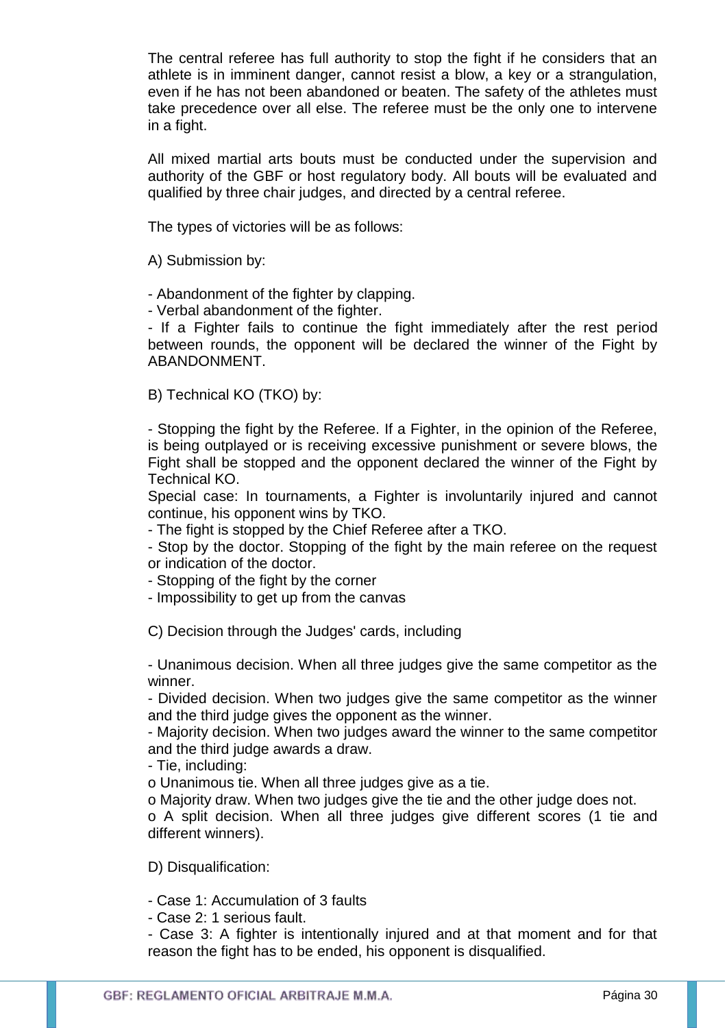The central referee has full authority to stop the fight if he considers that an athlete is in imminent danger, cannot resist a blow, a key or a strangulation, even if he has not been abandoned or beaten. The safety of the athletes must take precedence over all else. The referee must be the only one to intervene in a fight.

All mixed martial arts bouts must be conducted under the supervision and authority of the GBF or host regulatory body. All bouts will be evaluated and qualified by three chair judges, and directed by a central referee.

The types of victories will be as follows:

A) Submission by:

- Abandonment of the fighter by clapping.
- Verbal abandonment of the fighter.
- If a Fighter fails to continue the fight immediately after the rest period between rounds, the opponent will be declared the winner of the Fight by ABANDONMENT.

B) Technical KO (TKO) by:

- Stopping the fight by the Referee. If a Fighter, in the opinion of the Referee, is being outplayed or is receiving excessive punishment or severe blows, the Fight shall be stopped and the opponent declared the winner of the Fight by Technical KO.
Special case: In tournaments, a Fighter is involuntarily injured and cannot continue, his opponent wins by TKO.
- The fight is stopped by the Chief Referee after a TKO.
- Stop by the doctor. Stopping of the fight by the main referee on the request or indication of the doctor.
- Stopping of the fight by the corner
- Impossibility to get up from the canvas

C) Decision through the Judges' cards, including

- Unanimous decision. When all three judges give the same competitor as the winner.
- Divided decision. When two judges give the same competitor as the winner and the third judge gives the opponent as the winner.
- Majority decision. When two judges award the winner to the same competitor and the third judge awards a draw.
- Tie, including:
  - o Unanimous tie. When all three judges give as a tie.
  - o Majority draw. When two judges give the tie and the other judge does not.
  - o A split decision. When all three judges give different scores (1 tie and different winners).

D) Disqualification:

- Case 1: Accumulation of 3 faults
- Case 2: 1 serious fault.
- Case 3: A fighter is intentionally injured and at that moment and for that reason the fight has to be ended, his opponent is disqualified.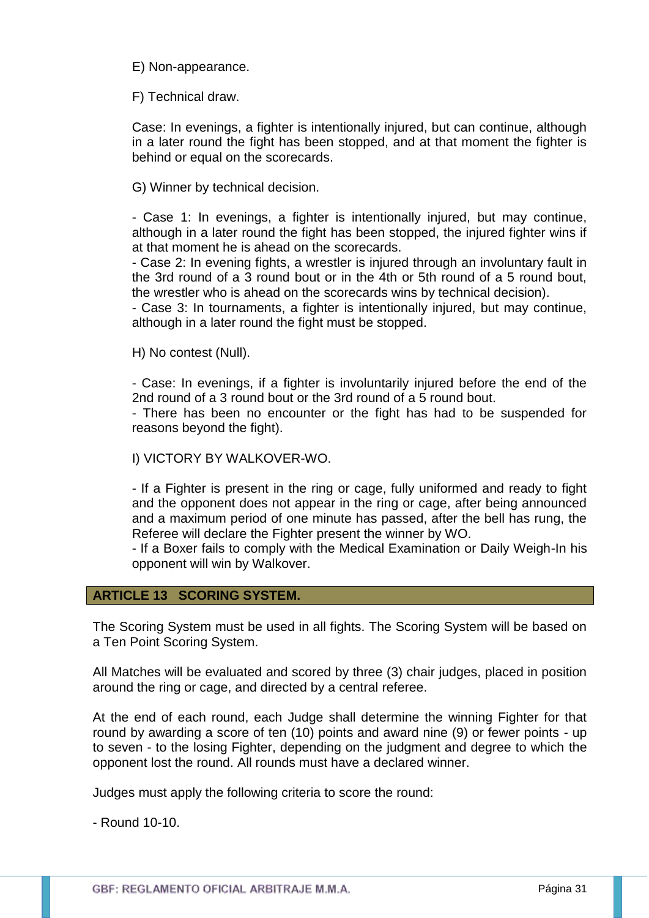E) Non-appearance.

F) Technical draw.

Case: In evenings, a fighter is intentionally injured, but can continue, although in a later round the fight has been stopped, and at that moment the fighter is behind or equal on the scorecards.

G) Winner by technical decision.

- Case 1: In evenings, a fighter is intentionally injured, but may continue, although in a later round the fight has been stopped, the injured fighter wins if at that moment he is ahead on the scorecards.
- Case 2: In evening fights, a wrestler is injured through an involuntary fault in the 3rd round of a 3 round bout or in the 4th or 5th round of a 5 round bout, the wrestler who is ahead on the scorecards wins by technical decision).
- Case 3: In tournaments, a fighter is intentionally injured, but may continue, although in a later round the fight must be stopped.

H) No contest (Null).

- Case: In evenings, if a fighter is involuntarily injured before the end of the 2nd round of a 3 round bout or the 3rd round of a 5 round bout.
- There has been no encounter or the fight has had to be suspended for reasons beyond the fight).

I) VICTORY BY WALKOVER-WO.

- If a Fighter is present in the ring or cage, fully uniformed and ready to fight and the opponent does not appear in the ring or cage, after being announced and a maximum period of one minute has passed, after the bell has rung, the Referee will declare the Fighter present the winner by WO.
- If a Boxer fails to comply with the Medical Examination or Daily Weigh-In his opponent will win by Walkover.

## ARTICLE 13 SCORING SYSTEM.

The Scoring System must be used in all fights. The Scoring System will be based on a Ten Point Scoring System.

All Matches will be evaluated and scored by three (3) chair judges, placed in position around the ring or cage, and directed by a central referee.

At the end of each round, each Judge shall determine the winning Fighter for that round by awarding a score of ten (10) points and award nine (9) or fewer points - up to seven - to the losing Fighter, depending on the judgment and degree to which the opponent lost the round. All rounds must have a declared winner.

Judges must apply the following criteria to score the round:

- Round 10-10.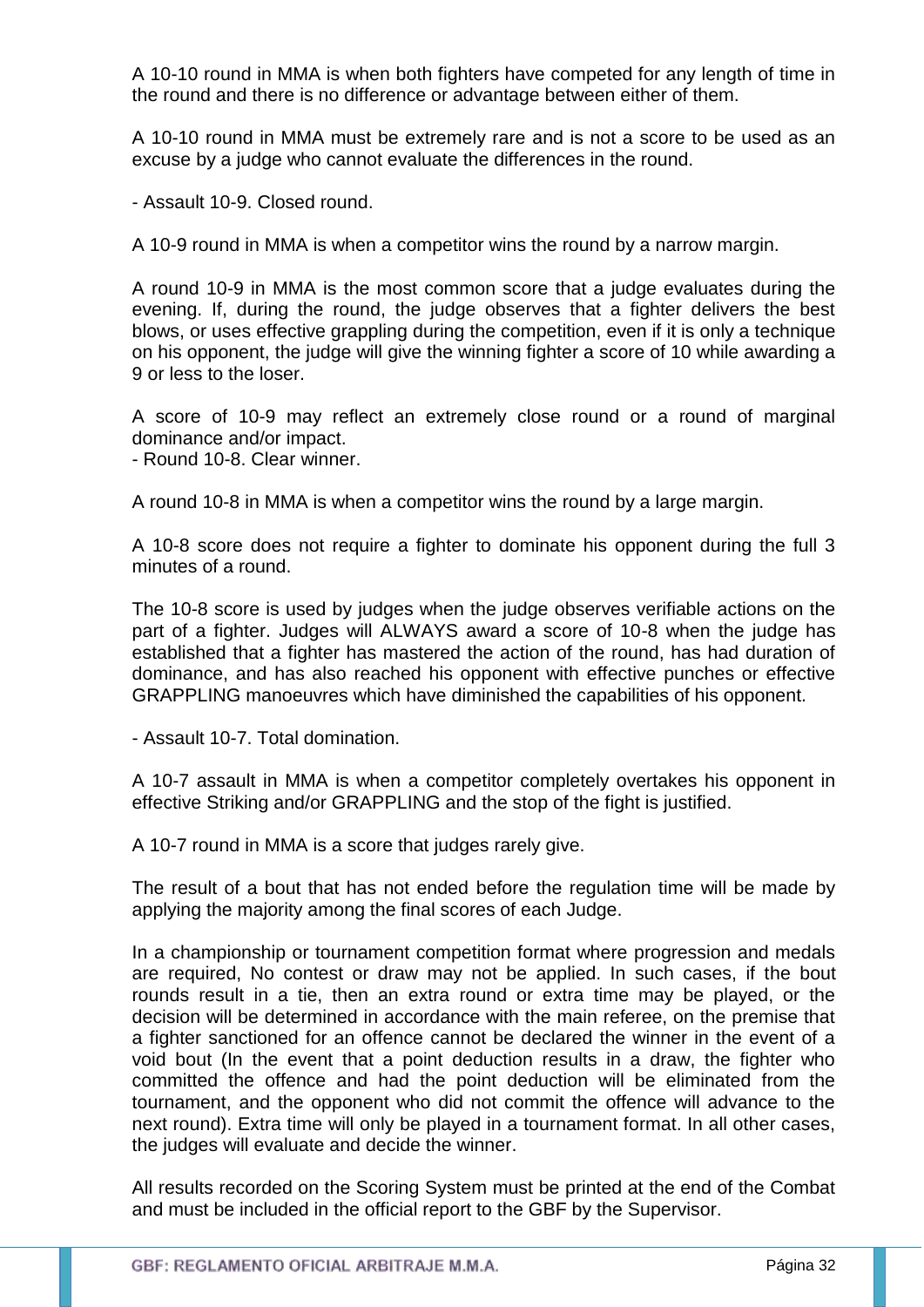A 10-10 round in MMA is when both fighters have competed for any length of time in the round and there is no difference or advantage between either of them.

A 10-10 round in MMA must be extremely rare and is not a score to be used as an excuse by a judge who cannot evaluate the differences in the round.

- Assault 10-9. Closed round.

A 10-9 round in MMA is when a competitor wins the round by a narrow margin.

A round 10-9 in MMA is the most common score that a judge evaluates during the evening. If, during the round, the judge observes that a fighter delivers the best blows, or uses effective grappling during the competition, even if it is only a technique on his opponent, the judge will give the winning fighter a score of 10 while awarding a 9 or less to the loser.

A score of 10-9 may reflect an extremely close round or a round of marginal dominance and/or impact.

- Round 10-8. Clear winner.

A round 10-8 in MMA is when a competitor wins the round by a large margin.

A 10-8 score does not require a fighter to dominate his opponent during the full 3 minutes of a round.

The 10-8 score is used by judges when the judge observes verifiable actions on the part of a fighter. Judges will ALWAYS award a score of 10-8 when the judge has established that a fighter has mastered the action of the round, has had duration of dominance, and has also reached his opponent with effective punches or effective GRAPPLING manoeuvres which have diminished the capabilities of his opponent.

- Assault 10-7. Total domination.

A 10-7 assault in MMA is when a competitor completely overtakes his opponent in effective Striking and/or GRAPPLING and the stop of the fight is justified.

A 10-7 round in MMA is a score that judges rarely give.

The result of a bout that has not ended before the regulation time will be made by applying the majority among the final scores of each Judge.

In a championship or tournament competition format where progression and medals are required, No contest or draw may not be applied. In such cases, if the bout rounds result in a tie, then an extra round or extra time may be played, or the decision will be determined in accordance with the main referee, on the premise that a fighter sanctioned for an offence cannot be declared the winner in the event of a void bout (In the event that a point deduction results in a draw, the fighter who committed the offence and had the point deduction will be eliminated from the tournament, and the opponent who did not commit the offence will advance to the next round). Extra time will only be played in a tournament format. In all other cases, the judges will evaluate and decide the winner.

All results recorded on the Scoring System must be printed at the end of the Combat and must be included in the official report to the GBF by the Supervisor.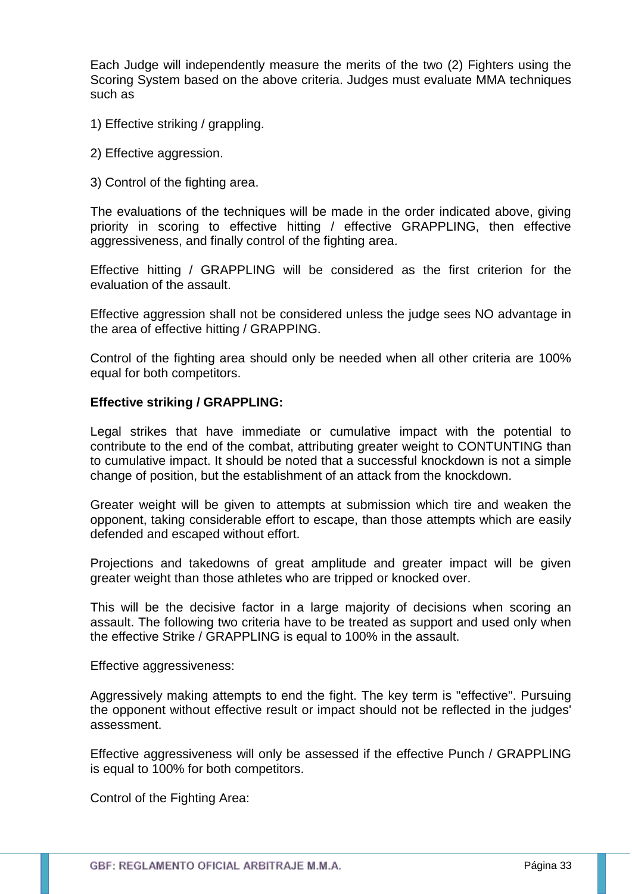Each Judge will independently measure the merits of the two (2) Fighters using the Scoring System based on the above criteria. Judges must evaluate MMA techniques such as

1) Effective striking / grappling.

2) Effective aggression.

3) Control of the fighting area.

The evaluations of the techniques will be made in the order indicated above, giving priority in scoring to effective hitting / effective GRAPPLING, then effective aggressiveness, and finally control of the fighting area.

Effective hitting / GRAPPLING will be considered as the first criterion for the evaluation of the assault.

Effective aggression shall not be considered unless the judge sees NO advantage in the area of effective hitting / GRAPPING.

Control of the fighting area should only be needed when all other criteria are 100% equal for both competitors.

**Effective striking / GRAPPLING:**

Legal strikes that have immediate or cumulative impact with the potential to contribute to the end of the combat, attributing greater weight to CONTUNTING than to cumulative impact. It should be noted that a successful knockdown is not a simple change of position, but the establishment of an attack from the knockdown.

Greater weight will be given to attempts at submission which tire and weaken the opponent, taking considerable effort to escape, than those attempts which are easily defended and escaped without effort.

Projections and takedowns of great amplitude and greater impact will be given greater weight than those athletes who are tripped or knocked over.

This will be the decisive factor in a large majority of decisions when scoring an assault. The following two criteria have to be treated as support and used only when the effective Strike / GRAPPLING is equal to 100% in the assault.

Effective aggressiveness:

Aggressively making attempts to end the fight. The key term is "effective". Pursuing the opponent without effective result or impact should not be reflected in the judges' assessment.

Effective aggressiveness will only be assessed if the effective Punch / GRAPPLING is equal to 100% for both competitors.

Control of the Fighting Area: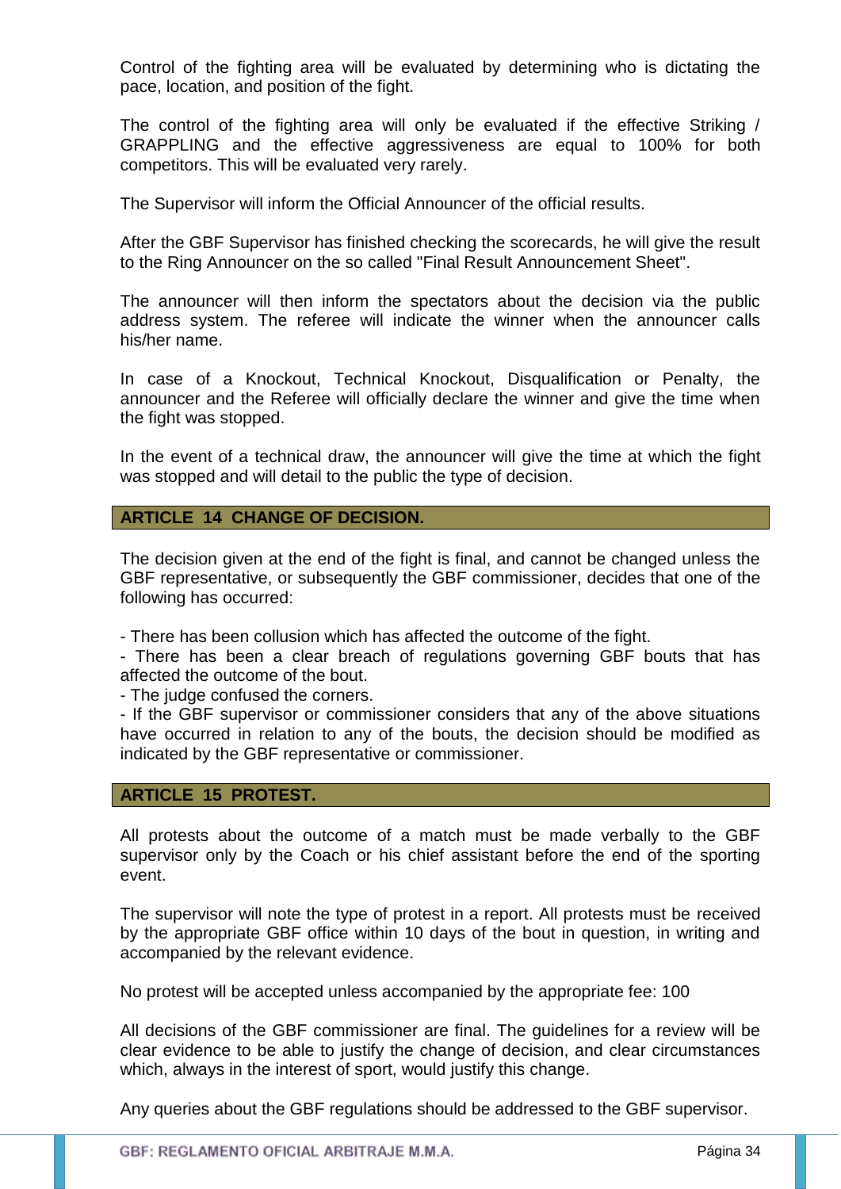Control of the fighting area will be evaluated by determining who is dictating the pace, location, and position of the fight.

The control of the fighting area will only be evaluated if the effective Striking / GRAPPLING and the effective aggressiveness are equal to 100% for both competitors. This will be evaluated very rarely.

The Supervisor will inform the Official Announcer of the official results.

After the GBF Supervisor has finished checking the scorecards, he will give the result to the Ring Announcer on the so called "Final Result Announcement Sheet".

The announcer will then inform the spectators about the decision via the public address system. The referee will indicate the winner when the announcer calls his/her name.

In case of a Knockout, Technical Knockout, Disqualification or Penalty, the announcer and the Referee will officially declare the winner and give the time when the fight was stopped.

In the event of a technical draw, the announcer will give the time at which the fight was stopped and will detail to the public the type of decision.

## ARTICLE 14 CHANGE OF DECISION.

The decision given at the end of the fight is final, and cannot be changed unless the GBF representative, or subsequently the GBF commissioner, decides that one of the following has occurred:

- There has been collusion which has affected the outcome of the fight.
- There has been a clear breach of regulations governing GBF bouts that has affected the outcome of the bout.
- The judge confused the corners.
- If the GBF supervisor or commissioner considers that any of the above situations have occurred in relation to any of the bouts, the decision should be modified as indicated by the GBF representative or commissioner.

## ARTICLE 15 PROTEST.

All protests about the outcome of a match must be made verbally to the GBF supervisor only by the Coach or his chief assistant before the end of the sporting event.

The supervisor will note the type of protest in a report. All protests must be received by the appropriate GBF office within 10 days of the bout in question, in writing and accompanied by the relevant evidence.

No protest will be accepted unless accompanied by the appropriate fee: 100

All decisions of the GBF commissioner are final. The guidelines for a review will be clear evidence to be able to justify the change of decision, and clear circumstances which, always in the interest of sport, would justify this change.

Any queries about the GBF regulations should be addressed to the GBF supervisor.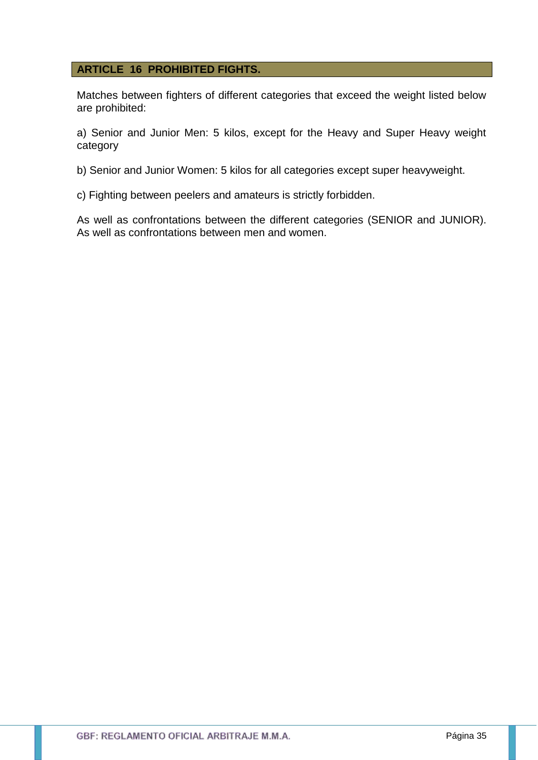## ARTICLE 16 PROHIBITED FIGHTS.

Matches between fighters of different categories that exceed the weight listed below are prohibited:

a) Senior and Junior Men: 5 kilos, except for the Heavy and Super Heavy weight category

b) Senior and Junior Women: 5 kilos for all categories except super heavyweight.

c) Fighting between peelers and amateurs is strictly forbidden.

As well as confrontations between the different categories (SENIOR and JUNIOR). As well as confrontations between men and women.